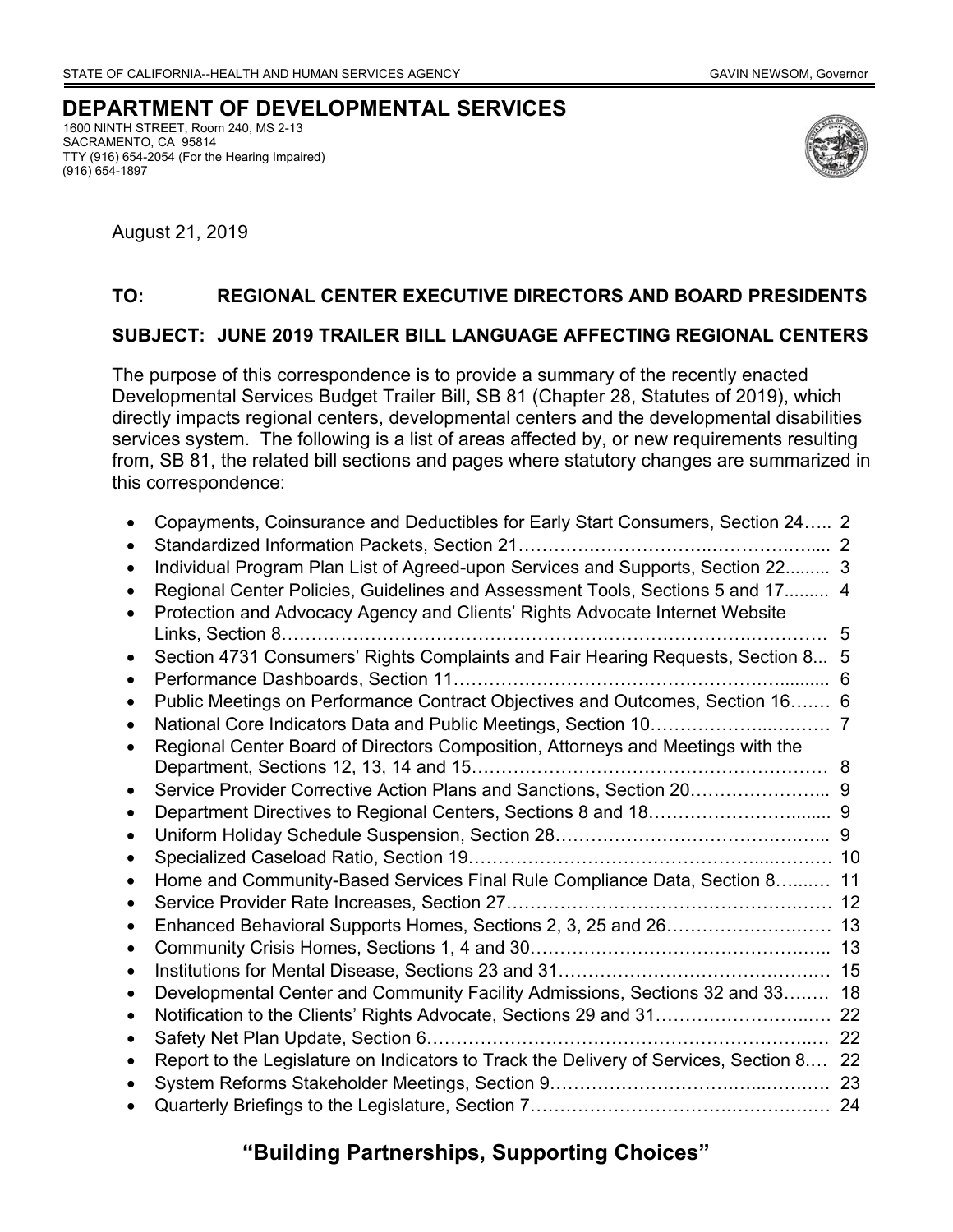STATE OF CALIFORNIA--HEALTH AND HUMAN SERVICES AGENCY GAVIN NEWSOM, Governor

# DEPARTMENT OF DEVELOPMENTAL SERVICES

1600 NINTH STREET, Room 240, MS 2-13
SACRAMENTO, CA 95814
TTY (916) 654-2054 (For the Hearing Impaired)
(916) 654-1897

August 21, 2019

**TO: REGIONAL CENTER EXECUTIVE DIRECTORS AND BOARD PRESIDENTS**

**SUBJECT: JUNE 2019 TRAILER BILL LANGUAGE AFFECTING REGIONAL CENTERS**

The purpose of this correspondence is to provide a summary of the recently enacted Developmental Services Budget Trailer Bill, SB 81 (Chapter 28, Statutes of 2019), which directly impacts regional centers, developmental centers and the developmental disabilities services system. The following is a list of areas affected by, or new requirements resulting from, SB 81, the related bill sections and pages where statutory changes are summarized in this correspondence:

- Copayments, Coinsurance and Deductibles for Early Start Consumers, Section 24….. 2
- Standardized Information Packets, Section 21…………………………………………... 2
- Individual Program Plan List of Agreed-upon Services and Supports, Section 22......... 3
- Regional Center Policies, Guidelines and Assessment Tools, Sections 5 and 17......... 4
- Protection and Advocacy Agency and Clients' Rights Advocate Internet Website Links, Section 8…………………………………………………………………………. 5
- Section 4731 Consumers' Rights Complaints and Fair Hearing Requests, Section 8... 5
- Performance Dashboards, Section 11…………………………………………….......... 6
- Public Meetings on Performance Contract Objectives and Outcomes, Section 16……. 6
- National Core Indicators Data and Public Meetings, Section 10………………...……… 7
- Regional Center Board of Directors Composition, Attorneys and Meetings with the Department, Sections 12, 13, 14 and 15…………………………………………………… 8
- Service Provider Corrective Action Plans and Sanctions, Section 20…………………... 9
- Department Directives to Regional Centers, Sections 8 and 18…………………......... 9
- Uniform Holiday Schedule Suspension, Section 28…………………………………..... 9
- Specialized Caseload Ratio, Section 19………………………………………...………. 10
- Home and Community-Based Services Final Rule Compliance Data, Section 8…..…. 11
- Service Provider Rate Increases, Section 27…………………………………………… 12
- Enhanced Behavioral Supports Homes, Sections 2, 3, 25 and 26……………………… 13
- Community Crisis Homes, Sections 1, 4 and 30…………………………………………. 13
- Institutions for Mental Disease, Sections 23 and 31……………………………………. 15
- Developmental Center and Community Facility Admissions, Sections 32 and 33……. 18
- Notification to the Clients' Rights Advocate, Sections 29 and 31……………………… 22
- Safety Net Plan Update, Section 6……………………………………………………… 22
- Report to the Legislature on Indicators to Track the Delivery of Services, Section 8.… 22
- System Reforms Stakeholder Meetings, Section 9……………………………………. 23
- Quarterly Briefings to the Legislature, Section 7………………………………………… 24

**"Building Partnerships, Supporting Choices"**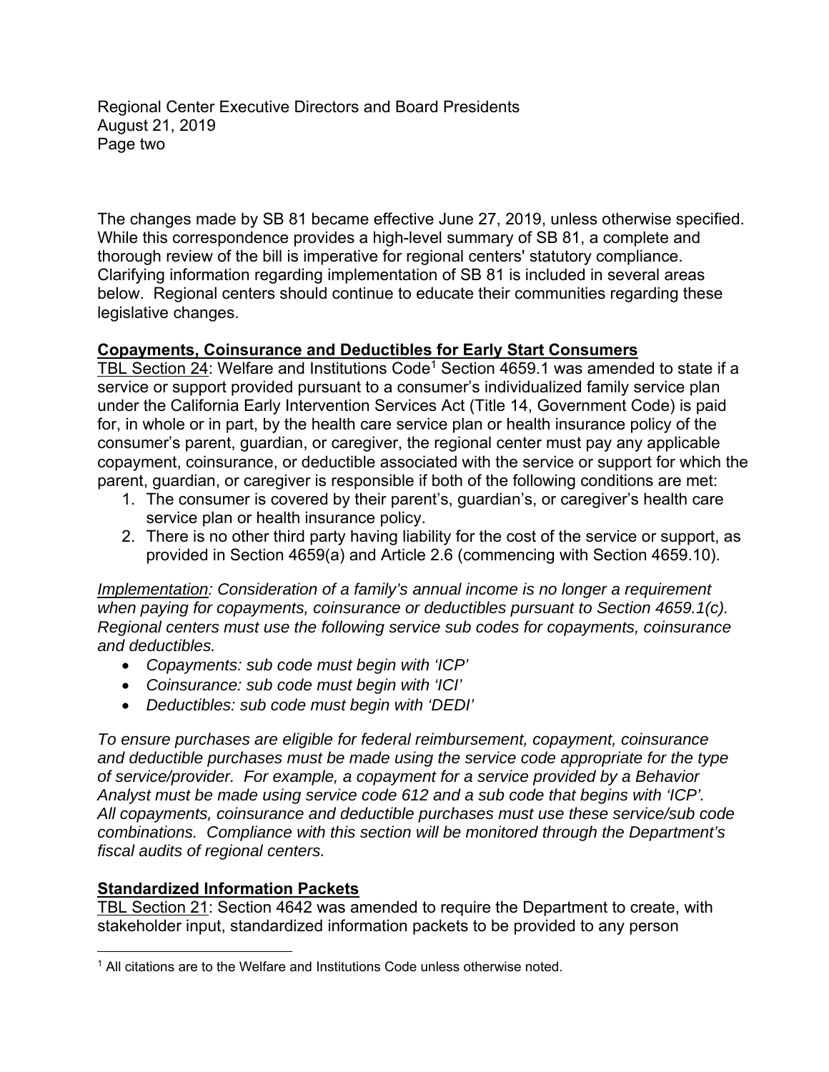The changes made by SB 81 became effective June 27, 2019, unless otherwise specified. While this correspondence provides a high-level summary of SB 81, a complete and thorough review of the bill is imperative for regional centers' statutory compliance. Clarifying information regarding implementation of SB 81 is included in several areas below. Regional centers should continue to educate their communities regarding these legislative changes.

**Copayments, Coinsurance and Deductibles for Early Start Consumers**

TBL Section 24: Welfare and Institutions Code[1] Section 4659.1 was amended to state if a service or support provided pursuant to a consumer's individualized family service plan under the California Early Intervention Services Act (Title 14, Government Code) is paid for, in whole or in part, by the health care service plan or health insurance policy of the consumer's parent, guardian, or caregiver, the regional center must pay any applicable copayment, coinsurance, or deductible associated with the service or support for which the parent, guardian, or caregiver is responsible if both of the following conditions are met:

1. The consumer is covered by their parent's, guardian's, or caregiver's health care service plan or health insurance policy.
2. There is no other third party having liability for the cost of the service or support, as provided in Section 4659(a) and Article 2.6 (commencing with Section 4659.10).

*Implementation: Consideration of a family's annual income is no longer a requirement when paying for copayments, coinsurance or deductibles pursuant to Section 4659.1(c). Regional centers must use the following service sub codes for copayments, coinsurance and deductibles.*

- *Copayments: sub code must begin with 'ICP'*
- *Coinsurance: sub code must begin with 'ICI'*
- *Deductibles: sub code must begin with 'DEDI'*

*To ensure purchases are eligible for federal reimbursement, copayment, coinsurance and deductible purchases must be made using the service code appropriate for the type of service/provider. For example, a copayment for a service provided by a Behavior Analyst must be made using service code 612 and a sub code that begins with 'ICP'. All copayments, coinsurance and deductible purchases must use these service/sub code combinations. Compliance with this section will be monitored through the Department's fiscal audits of regional centers.*

**Standardized Information Packets**

TBL Section 21: Section 4642 was amended to require the Department to create, with stakeholder input, standardized information packets to be provided to any person

[1] All citations are to the Welfare and Institutions Code unless otherwise noted.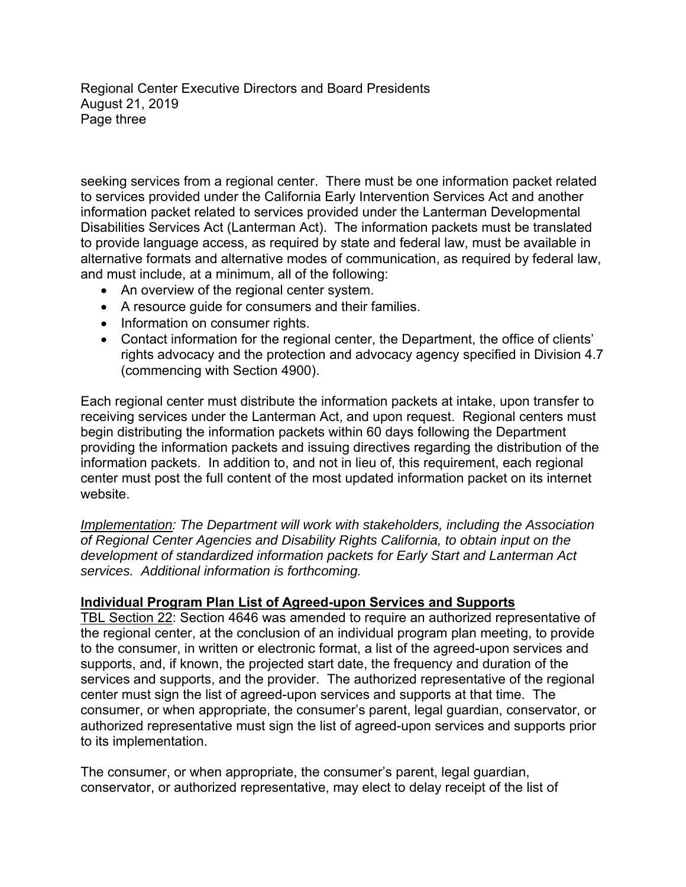seeking services from a regional center. There must be one information packet related to services provided under the California Early Intervention Services Act and another information packet related to services provided under the Lanterman Developmental Disabilities Services Act (Lanterman Act). The information packets must be translated to provide language access, as required by state and federal law, must be available in alternative formats and alternative modes of communication, as required by federal law, and must include, at a minimum, all of the following:

- An overview of the regional center system.
- A resource guide for consumers and their families.
- Information on consumer rights.
- Contact information for the regional center, the Department, the office of clients' rights advocacy and the protection and advocacy agency specified in Division 4.7 (commencing with Section 4900).

Each regional center must distribute the information packets at intake, upon transfer to receiving services under the Lanterman Act, and upon request. Regional centers must begin distributing the information packets within 60 days following the Department providing the information packets and issuing directives regarding the distribution of the information packets. In addition to, and not in lieu of, this requirement, each regional center must post the full content of the most updated information packet on its internet website.

*Implementation: The Department will work with stakeholders, including the Association of Regional Center Agencies and Disability Rights California, to obtain input on the development of standardized information packets for Early Start and Lanterman Act services. Additional information is forthcoming.*

**Individual Program Plan List of Agreed-upon Services and Supports**

TBL Section 22: Section 4646 was amended to require an authorized representative of the regional center, at the conclusion of an individual program plan meeting, to provide to the consumer, in written or electronic format, a list of the agreed-upon services and supports, and, if known, the projected start date, the frequency and duration of the services and supports, and the provider. The authorized representative of the regional center must sign the list of agreed-upon services and supports at that time. The consumer, or when appropriate, the consumer's parent, legal guardian, conservator, or authorized representative must sign the list of agreed-upon services and supports prior to its implementation.

The consumer, or when appropriate, the consumer's parent, legal guardian, conservator, or authorized representative, may elect to delay receipt of the list of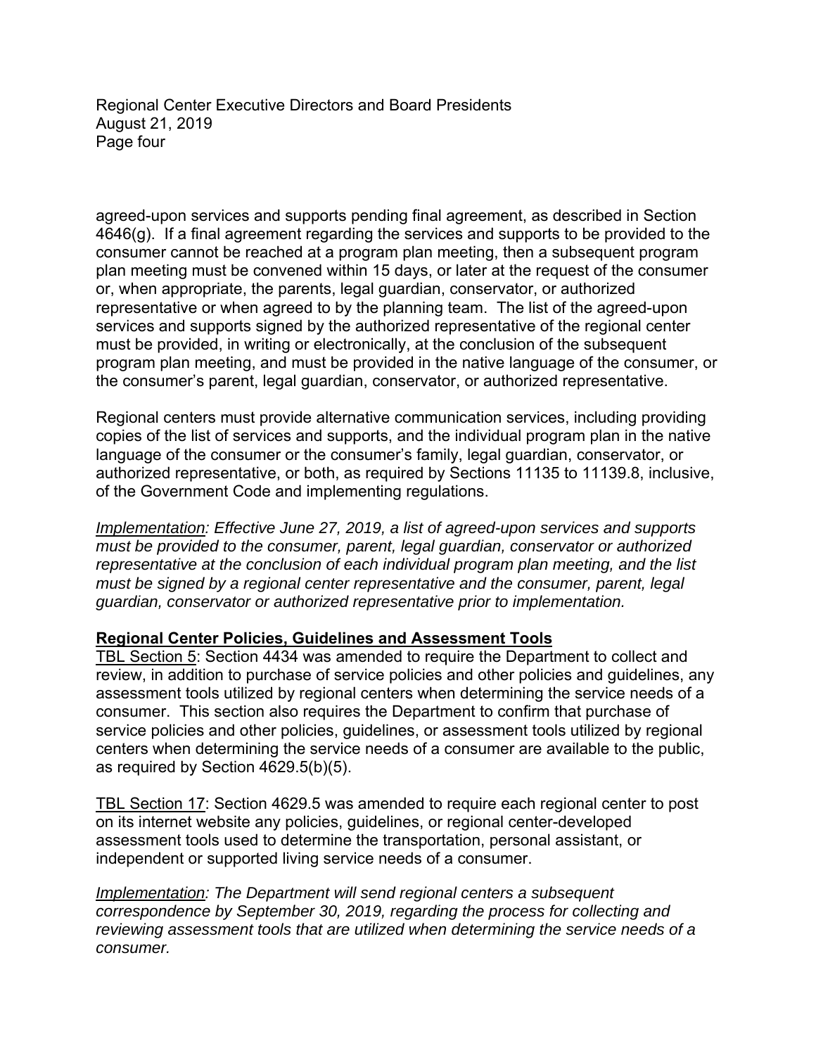agreed-upon services and supports pending final agreement, as described in Section 4646(g). If a final agreement regarding the services and supports to be provided to the consumer cannot be reached at a program plan meeting, then a subsequent program plan meeting must be convened within 15 days, or later at the request of the consumer or, when appropriate, the parents, legal guardian, conservator, or authorized representative or when agreed to by the planning team. The list of the agreed-upon services and supports signed by the authorized representative of the regional center must be provided, in writing or electronically, at the conclusion of the subsequent program plan meeting, and must be provided in the native language of the consumer, or the consumer's parent, legal guardian, conservator, or authorized representative.

Regional centers must provide alternative communication services, including providing copies of the list of services and supports, and the individual program plan in the native language of the consumer or the consumer's family, legal guardian, conservator, or authorized representative, or both, as required by Sections 11135 to 11139.8, inclusive, of the Government Code and implementing regulations.

*Implementation: Effective June 27, 2019, a list of agreed-upon services and supports must be provided to the consumer, parent, legal guardian, conservator or authorized representative at the conclusion of each individual program plan meeting, and the list must be signed by a regional center representative and the consumer, parent, legal guardian, conservator or authorized representative prior to implementation.*

**Regional Center Policies, Guidelines and Assessment Tools**

TBL Section 5: Section 4434 was amended to require the Department to collect and review, in addition to purchase of service policies and other policies and guidelines, any assessment tools utilized by regional centers when determining the service needs of a consumer. This section also requires the Department to confirm that purchase of service policies and other policies, guidelines, or assessment tools utilized by regional centers when determining the service needs of a consumer are available to the public, as required by Section 4629.5(b)(5).

TBL Section 17: Section 4629.5 was amended to require each regional center to post on its internet website any policies, guidelines, or regional center-developed assessment tools used to determine the transportation, personal assistant, or independent or supported living service needs of a consumer.

*Implementation: The Department will send regional centers a subsequent correspondence by September 30, 2019, regarding the process for collecting and reviewing assessment tools that are utilized when determining the service needs of a consumer.*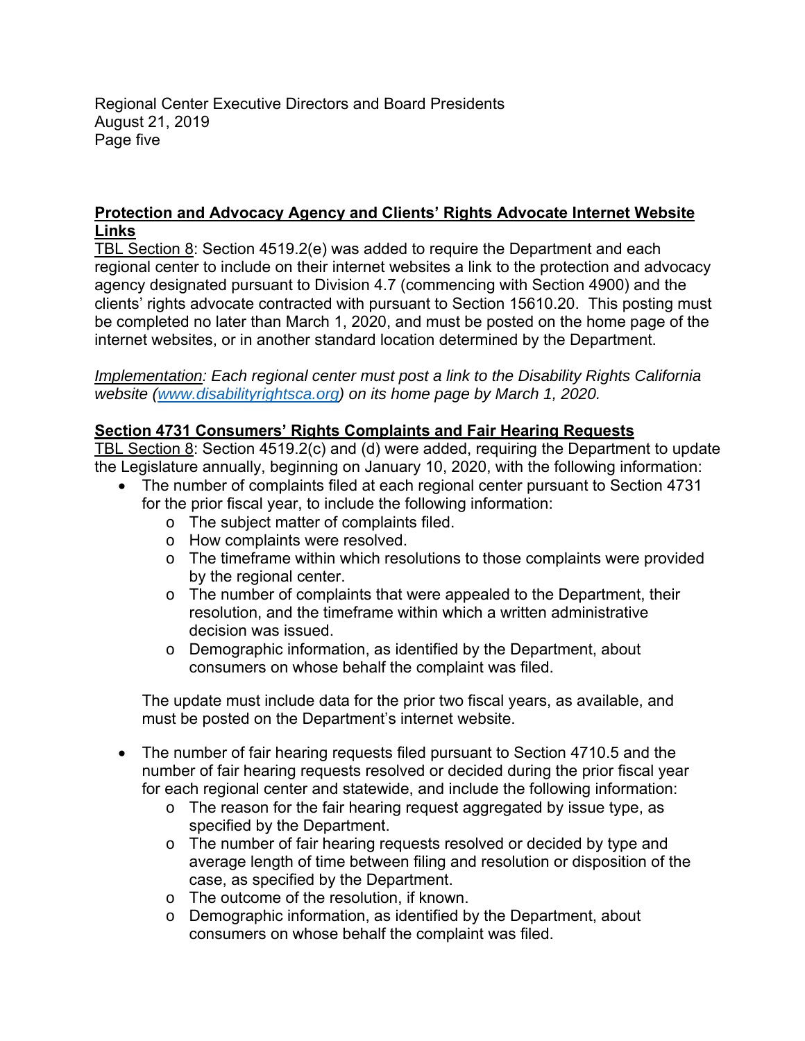**<u>Protection and Advocacy Agency and Clients' Rights Advocate Internet Website Links</u>**

<u>TBL Section 8</u>: Section 4519.2(e) was added to require the Department and each regional center to include on their internet websites a link to the protection and advocacy agency designated pursuant to Division 4.7 (commencing with Section 4900) and the clients' rights advocate contracted with pursuant to Section 15610.20. This posting must be completed no later than March 1, 2020, and must be posted on the home page of the internet websites, or in another standard location determined by the Department.

*<u>Implementation</u>: Each regional center must post a link to the Disability Rights California website ([www.disabilityrightsca.org](http://www.disabilityrightsca.org)) on its home page by March 1, 2020.*

**<u>Section 4731 Consumers' Rights Complaints and Fair Hearing Requests</u>**

<u>TBL Section 8</u>: Section 4519.2(c) and (d) were added, requiring the Department to update the Legislature annually, beginning on January 10, 2020, with the following information:

- The number of complaints filed at each regional center pursuant to Section 4731 for the prior fiscal year, to include the following information:
  - The subject matter of complaints filed.
  - How complaints were resolved.
  - The timeframe within which resolutions to those complaints were provided by the regional center.
  - The number of complaints that were appealed to the Department, their resolution, and the timeframe within which a written administrative decision was issued.
  - Demographic information, as identified by the Department, about consumers on whose behalf the complaint was filed.

  The update must include data for the prior two fiscal years, as available, and must be posted on the Department's internet website.

- The number of fair hearing requests filed pursuant to Section 4710.5 and the number of fair hearing requests resolved or decided during the prior fiscal year for each regional center and statewide, and include the following information:
  - The reason for the fair hearing request aggregated by issue type, as specified by the Department.
  - The number of fair hearing requests resolved or decided by type and average length of time between filing and resolution or disposition of the case, as specified by the Department.
  - The outcome of the resolution, if known.
  - Demographic information, as identified by the Department, about consumers on whose behalf the complaint was filed.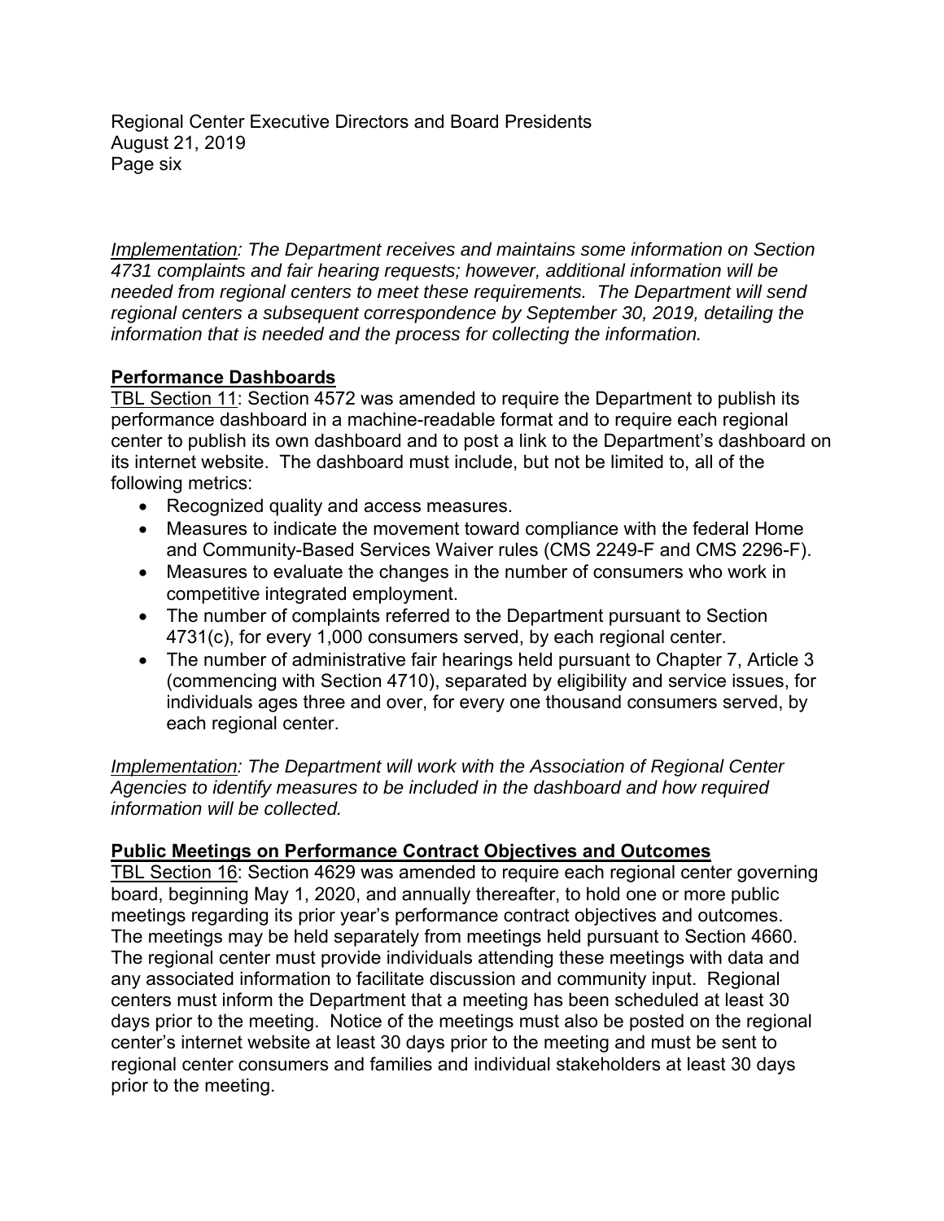*Implementation: The Department receives and maintains some information on Section 4731 complaints and fair hearing requests; however, additional information will be needed from regional centers to meet these requirements. The Department will send regional centers a subsequent correspondence by September 30, 2019, detailing the information that is needed and the process for collecting the information.*

## Performance Dashboards

TBL Section 11: Section 4572 was amended to require the Department to publish its performance dashboard in a machine-readable format and to require each regional center to publish its own dashboard and to post a link to the Department's dashboard on its internet website. The dashboard must include, but not be limited to, all of the following metrics:

- Recognized quality and access measures.
- Measures to indicate the movement toward compliance with the federal Home and Community-Based Services Waiver rules (CMS 2249-F and CMS 2296-F).
- Measures to evaluate the changes in the number of consumers who work in competitive integrated employment.
- The number of complaints referred to the Department pursuant to Section 4731(c), for every 1,000 consumers served, by each regional center.
- The number of administrative fair hearings held pursuant to Chapter 7, Article 3 (commencing with Section 4710), separated by eligibility and service issues, for individuals ages three and over, for every one thousand consumers served, by each regional center.

*Implementation: The Department will work with the Association of Regional Center Agencies to identify measures to be included in the dashboard and how required information will be collected.*

## Public Meetings on Performance Contract Objectives and Outcomes

TBL Section 16: Section 4629 was amended to require each regional center governing board, beginning May 1, 2020, and annually thereafter, to hold one or more public meetings regarding its prior year's performance contract objectives and outcomes. The meetings may be held separately from meetings held pursuant to Section 4660. The regional center must provide individuals attending these meetings with data and any associated information to facilitate discussion and community input. Regional centers must inform the Department that a meeting has been scheduled at least 30 days prior to the meeting. Notice of the meetings must also be posted on the regional center's internet website at least 30 days prior to the meeting and must be sent to regional center consumers and families and individual stakeholders at least 30 days prior to the meeting.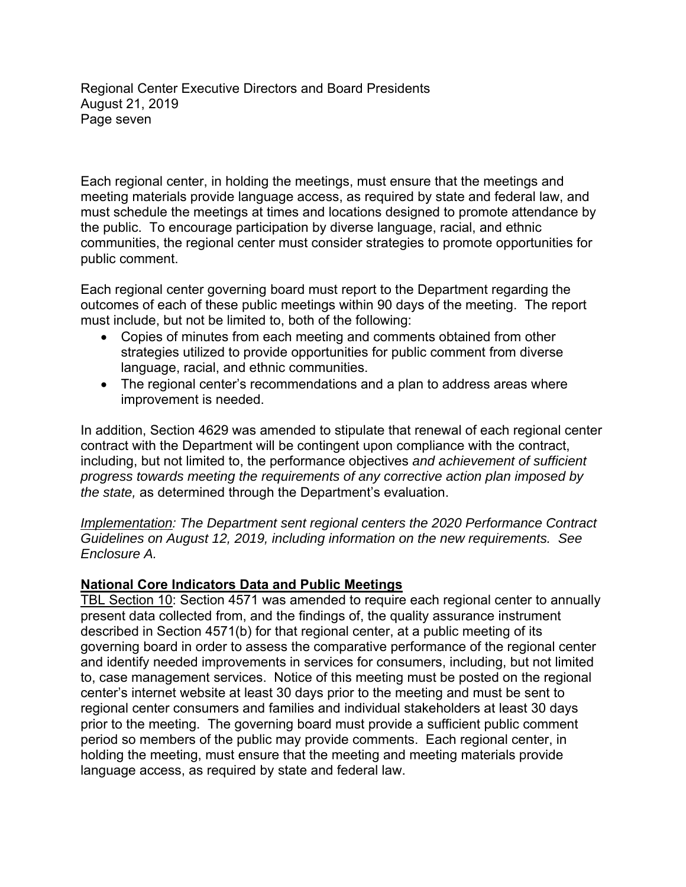Each regional center, in holding the meetings, must ensure that the meetings and meeting materials provide language access, as required by state and federal law, and must schedule the meetings at times and locations designed to promote attendance by the public. To encourage participation by diverse language, racial, and ethnic communities, the regional center must consider strategies to promote opportunities for public comment.

Each regional center governing board must report to the Department regarding the outcomes of each of these public meetings within 90 days of the meeting. The report must include, but not be limited to, both of the following:

- Copies of minutes from each meeting and comments obtained from other strategies utilized to provide opportunities for public comment from diverse language, racial, and ethnic communities.
- The regional center's recommendations and a plan to address areas where improvement is needed.

In addition, Section 4629 was amended to stipulate that renewal of each regional center contract with the Department will be contingent upon compliance with the contract, including, but not limited to, the performance objectives *and achievement of sufficient progress towards meeting the requirements of any corrective action plan imposed by the state,* as determined through the Department's evaluation.

*Implementation: The Department sent regional centers the 2020 Performance Contract Guidelines on August 12, 2019, including information on the new requirements. See Enclosure A.*

**National Core Indicators Data and Public Meetings**

TBL Section 10: Section 4571 was amended to require each regional center to annually present data collected from, and the findings of, the quality assurance instrument described in Section 4571(b) for that regional center, at a public meeting of its governing board in order to assess the comparative performance of the regional center and identify needed improvements in services for consumers, including, but not limited to, case management services. Notice of this meeting must be posted on the regional center's internet website at least 30 days prior to the meeting and must be sent to regional center consumers and families and individual stakeholders at least 30 days prior to the meeting. The governing board must provide a sufficient public comment period so members of the public may provide comments. Each regional center, in holding the meeting, must ensure that the meeting and meeting materials provide language access, as required by state and federal law.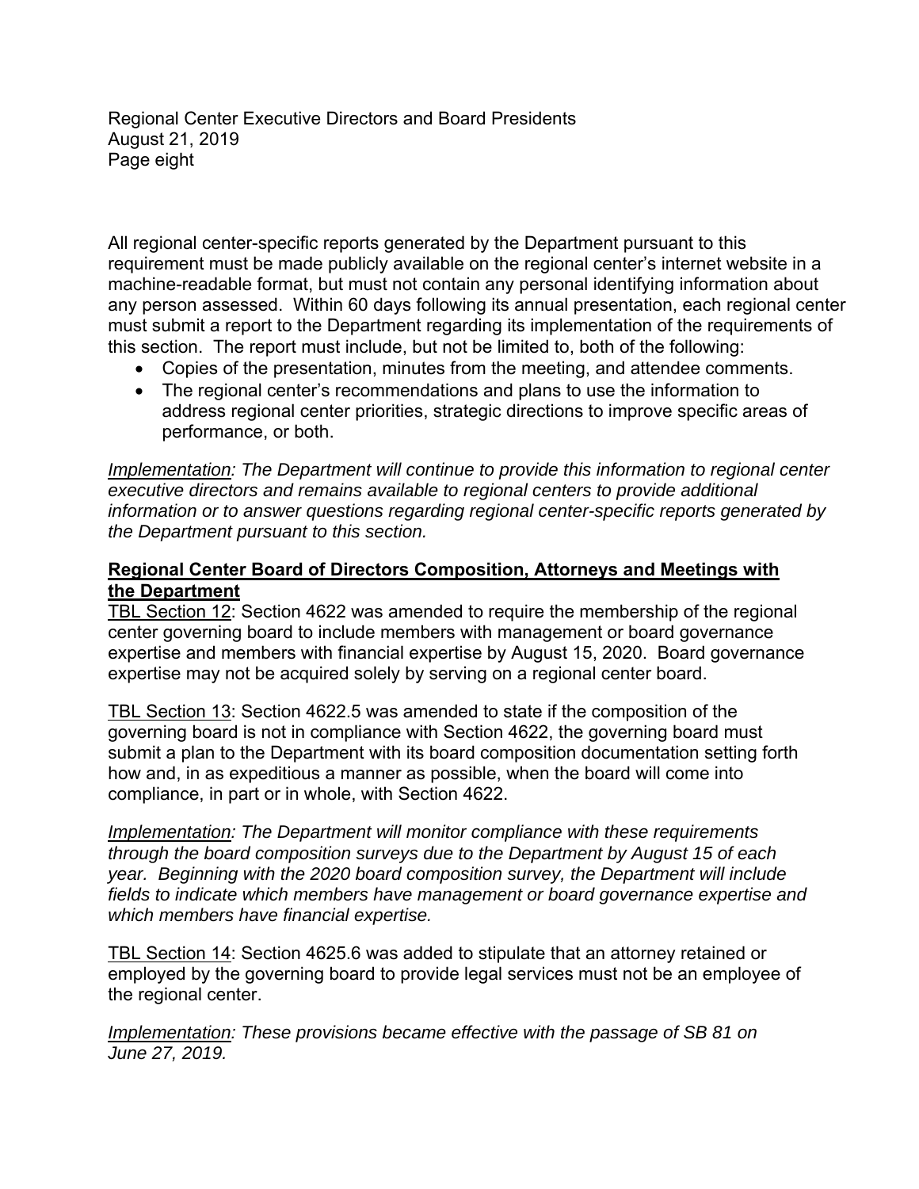All regional center-specific reports generated by the Department pursuant to this requirement must be made publicly available on the regional center's internet website in a machine-readable format, but must not contain any personal identifying information about any person assessed. Within 60 days following its annual presentation, each regional center must submit a report to the Department regarding its implementation of the requirements of this section. The report must include, but not be limited to, both of the following:

- Copies of the presentation, minutes from the meeting, and attendee comments.
- The regional center's recommendations and plans to use the information to address regional center priorities, strategic directions to improve specific areas of performance, or both.

*Implementation: The Department will continue to provide this information to regional center executive directors and remains available to regional centers to provide additional information or to answer questions regarding regional center-specific reports generated by the Department pursuant to this section.*

**Regional Center Board of Directors Composition, Attorneys and Meetings with the Department**

TBL Section 12: Section 4622 was amended to require the membership of the regional center governing board to include members with management or board governance expertise and members with financial expertise by August 15, 2020. Board governance expertise may not be acquired solely by serving on a regional center board.

TBL Section 13: Section 4622.5 was amended to state if the composition of the governing board is not in compliance with Section 4622, the governing board must submit a plan to the Department with its board composition documentation setting forth how and, in as expeditious a manner as possible, when the board will come into compliance, in part or in whole, with Section 4622.

*Implementation: The Department will monitor compliance with these requirements through the board composition surveys due to the Department by August 15 of each year. Beginning with the 2020 board composition survey, the Department will include fields to indicate which members have management or board governance expertise and which members have financial expertise.*

TBL Section 14: Section 4625.6 was added to stipulate that an attorney retained or employed by the governing board to provide legal services must not be an employee of the regional center.

*Implementation: These provisions became effective with the passage of SB 81 on June 27, 2019.*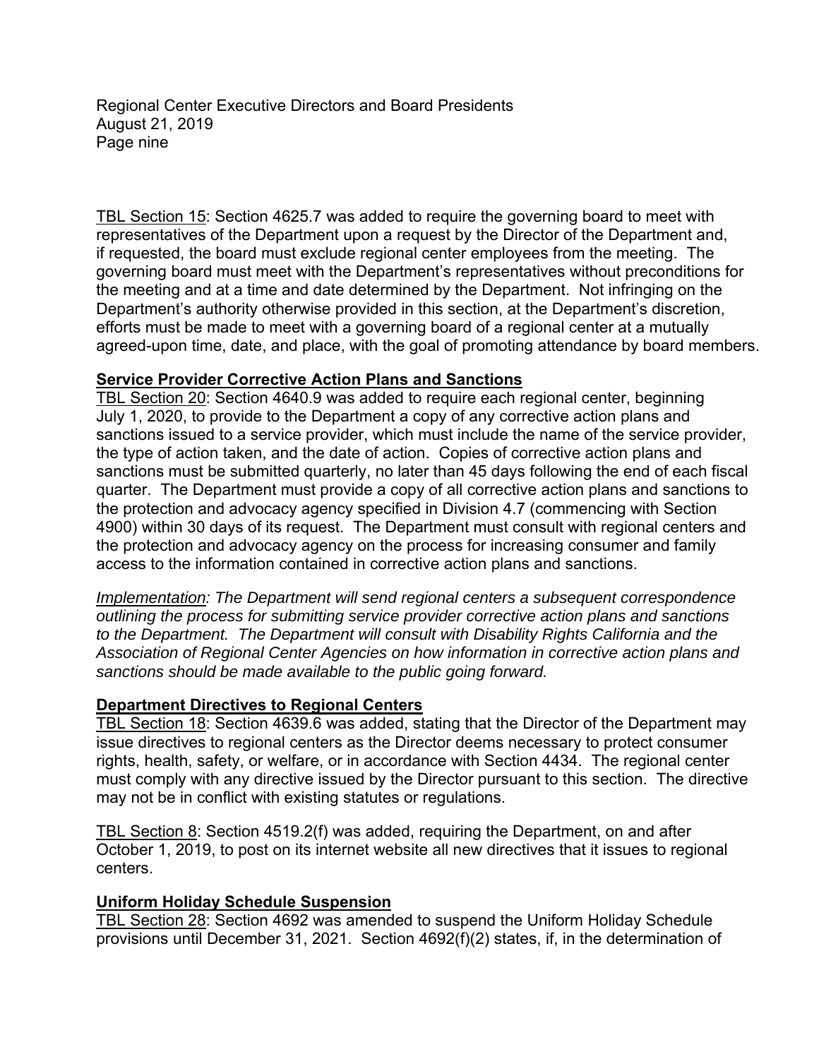TBL Section 15: Section 4625.7 was added to require the governing board to meet with representatives of the Department upon a request by the Director of the Department and, if requested, the board must exclude regional center employees from the meeting. The governing board must meet with the Department's representatives without preconditions for the meeting and at a time and date determined by the Department. Not infringing on the Department's authority otherwise provided in this section, at the Department's discretion, efforts must be made to meet with a governing board of a regional center at a mutually agreed-upon time, date, and place, with the goal of promoting attendance by board members.

**Service Provider Corrective Action Plans and Sanctions**

TBL Section 20: Section 4640.9 was added to require each regional center, beginning July 1, 2020, to provide to the Department a copy of any corrective action plans and sanctions issued to a service provider, which must include the name of the service provider, the type of action taken, and the date of action. Copies of corrective action plans and sanctions must be submitted quarterly, no later than 45 days following the end of each fiscal quarter. The Department must provide a copy of all corrective action plans and sanctions to the protection and advocacy agency specified in Division 4.7 (commencing with Section 4900) within 30 days of its request. The Department must consult with regional centers and the protection and advocacy agency on the process for increasing consumer and family access to the information contained in corrective action plans and sanctions.

*Implementation: The Department will send regional centers a subsequent correspondence outlining the process for submitting service provider corrective action plans and sanctions to the Department. The Department will consult with Disability Rights California and the Association of Regional Center Agencies on how information in corrective action plans and sanctions should be made available to the public going forward.*

**Department Directives to Regional Centers**

TBL Section 18: Section 4639.6 was added, stating that the Director of the Department may issue directives to regional centers as the Director deems necessary to protect consumer rights, health, safety, or welfare, or in accordance with Section 4434. The regional center must comply with any directive issued by the Director pursuant to this section. The directive may not be in conflict with existing statutes or regulations.

TBL Section 8: Section 4519.2(f) was added, requiring the Department, on and after October 1, 2019, to post on its internet website all new directives that it issues to regional centers.

**Uniform Holiday Schedule Suspension**

TBL Section 28: Section 4692 was amended to suspend the Uniform Holiday Schedule provisions until December 31, 2021. Section 4692(f)(2) states, if, in the determination of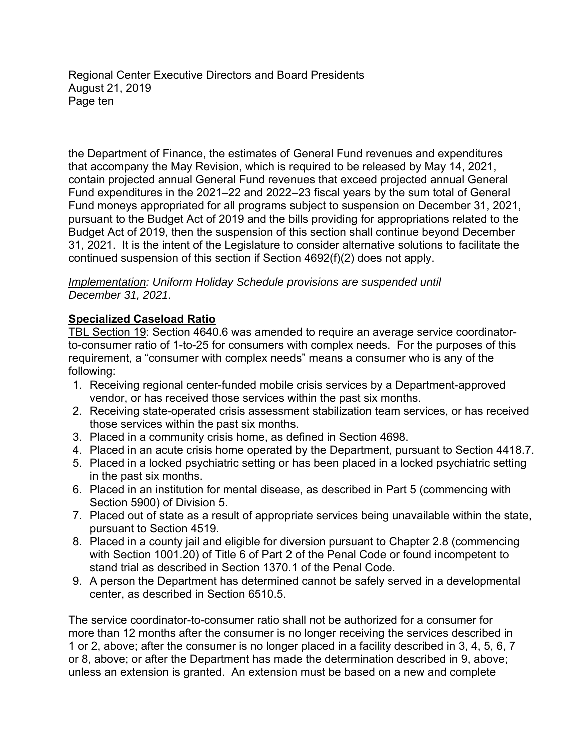the Department of Finance, the estimates of General Fund revenues and expenditures that accompany the May Revision, which is required to be released by May 14, 2021, contain projected annual General Fund revenues that exceed projected annual General Fund expenditures in the 2021–22 and 2022–23 fiscal years by the sum total of General Fund moneys appropriated for all programs subject to suspension on December 31, 2021, pursuant to the Budget Act of 2019 and the bills providing for appropriations related to the Budget Act of 2019, then the suspension of this section shall continue beyond December 31, 2021. It is the intent of the Legislature to consider alternative solutions to facilitate the continued suspension of this section if Section 4692(f)(2) does not apply.

*Implementation: Uniform Holiday Schedule provisions are suspended until December 31, 2021.*

**Specialized Caseload Ratio**

TBL Section 19: Section 4640.6 was amended to require an average service coordinator-to-consumer ratio of 1-to-25 for consumers with complex needs. For the purposes of this requirement, a "consumer with complex needs" means a consumer who is any of the following:

1. Receiving regional center-funded mobile crisis services by a Department-approved vendor, or has received those services within the past six months.
2. Receiving state-operated crisis assessment stabilization team services, or has received those services within the past six months.
3. Placed in a community crisis home, as defined in Section 4698.
4. Placed in an acute crisis home operated by the Department, pursuant to Section 4418.7.
5. Placed in a locked psychiatric setting or has been placed in a locked psychiatric setting in the past six months.
6. Placed in an institution for mental disease, as described in Part 5 (commencing with Section 5900) of Division 5.
7. Placed out of state as a result of appropriate services being unavailable within the state, pursuant to Section 4519.
8. Placed in a county jail and eligible for diversion pursuant to Chapter 2.8 (commencing with Section 1001.20) of Title 6 of Part 2 of the Penal Code or found incompetent to stand trial as described in Section 1370.1 of the Penal Code.
9. A person the Department has determined cannot be safely served in a developmental center, as described in Section 6510.5.

The service coordinator-to-consumer ratio shall not be authorized for a consumer for more than 12 months after the consumer is no longer receiving the services described in 1 or 2, above; after the consumer is no longer placed in a facility described in 3, 4, 5, 6, 7 or 8, above; or after the Department has made the determination described in 9, above; unless an extension is granted. An extension must be based on a new and complete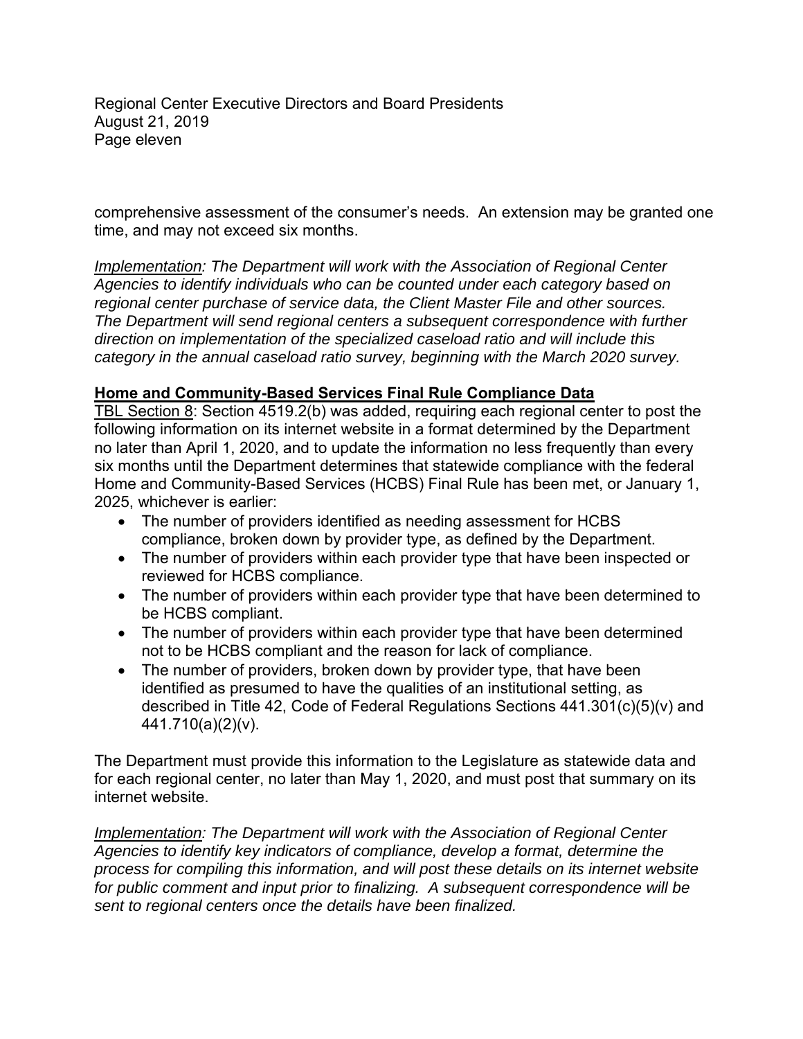comprehensive assessment of the consumer's needs. An extension may be granted one time, and may not exceed six months.

*Implementation: The Department will work with the Association of Regional Center Agencies to identify individuals who can be counted under each category based on regional center purchase of service data, the Client Master File and other sources. The Department will send regional centers a subsequent correspondence with further direction on implementation of the specialized caseload ratio and will include this category in the annual caseload ratio survey, beginning with the March 2020 survey.*

**Home and Community-Based Services Final Rule Compliance Data**

TBL Section 8: Section 4519.2(b) was added, requiring each regional center to post the following information on its internet website in a format determined by the Department no later than April 1, 2020, and to update the information no less frequently than every six months until the Department determines that statewide compliance with the federal Home and Community-Based Services (HCBS) Final Rule has been met, or January 1, 2025, whichever is earlier:

- The number of providers identified as needing assessment for HCBS compliance, broken down by provider type, as defined by the Department.
- The number of providers within each provider type that have been inspected or reviewed for HCBS compliance.
- The number of providers within each provider type that have been determined to be HCBS compliant.
- The number of providers within each provider type that have been determined not to be HCBS compliant and the reason for lack of compliance.
- The number of providers, broken down by provider type, that have been identified as presumed to have the qualities of an institutional setting, as described in Title 42, Code of Federal Regulations Sections 441.301(c)(5)(v) and 441.710(a)(2)(v).

The Department must provide this information to the Legislature as statewide data and for each regional center, no later than May 1, 2020, and must post that summary on its internet website.

*Implementation: The Department will work with the Association of Regional Center Agencies to identify key indicators of compliance, develop a format, determine the process for compiling this information, and will post these details on its internet website for public comment and input prior to finalizing. A subsequent correspondence will be sent to regional centers once the details have been finalized.*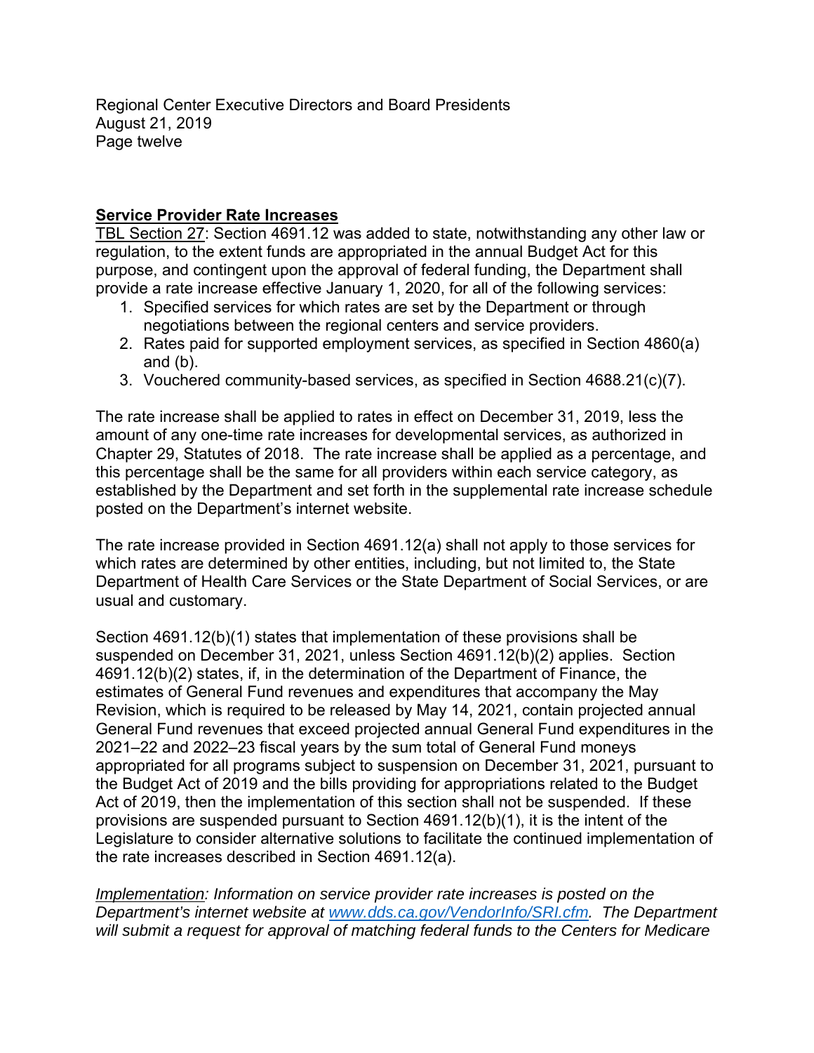**Service Provider Rate Increases**

TBL Section 27: Section 4691.12 was added to state, notwithstanding any other law or regulation, to the extent funds are appropriated in the annual Budget Act for this purpose, and contingent upon the approval of federal funding, the Department shall provide a rate increase effective January 1, 2020, for all of the following services:

1. Specified services for which rates are set by the Department or through negotiations between the regional centers and service providers.
2. Rates paid for supported employment services, as specified in Section 4860(a) and (b).
3. Vouchered community-based services, as specified in Section 4688.21(c)(7).

The rate increase shall be applied to rates in effect on December 31, 2019, less the amount of any one-time rate increases for developmental services, as authorized in Chapter 29, Statutes of 2018. The rate increase shall be applied as a percentage, and this percentage shall be the same for all providers within each service category, as established by the Department and set forth in the supplemental rate increase schedule posted on the Department's internet website.

The rate increase provided in Section 4691.12(a) shall not apply to those services for which rates are determined by other entities, including, but not limited to, the State Department of Health Care Services or the State Department of Social Services, or are usual and customary.

Section 4691.12(b)(1) states that implementation of these provisions shall be suspended on December 31, 2021, unless Section 4691.12(b)(2) applies. Section 4691.12(b)(2) states, if, in the determination of the Department of Finance, the estimates of General Fund revenues and expenditures that accompany the May Revision, which is required to be released by May 14, 2021, contain projected annual General Fund revenues that exceed projected annual General Fund expenditures in the 2021–22 and 2022–23 fiscal years by the sum total of General Fund moneys appropriated for all programs subject to suspension on December 31, 2021, pursuant to the Budget Act of 2019 and the bills providing for appropriations related to the Budget Act of 2019, then the implementation of this section shall not be suspended. If these provisions are suspended pursuant to Section 4691.12(b)(1), it is the intent of the Legislature to consider alternative solutions to facilitate the continued implementation of the rate increases described in Section 4691.12(a).

*Implementation: Information on service provider rate increases is posted on the Department's internet website at [www.dds.ca.gov/VendorInfo/SRI.cfm](www.dds.ca.gov/VendorInfo/SRI.cfm). The Department will submit a request for approval of matching federal funds to the Centers for Medicare*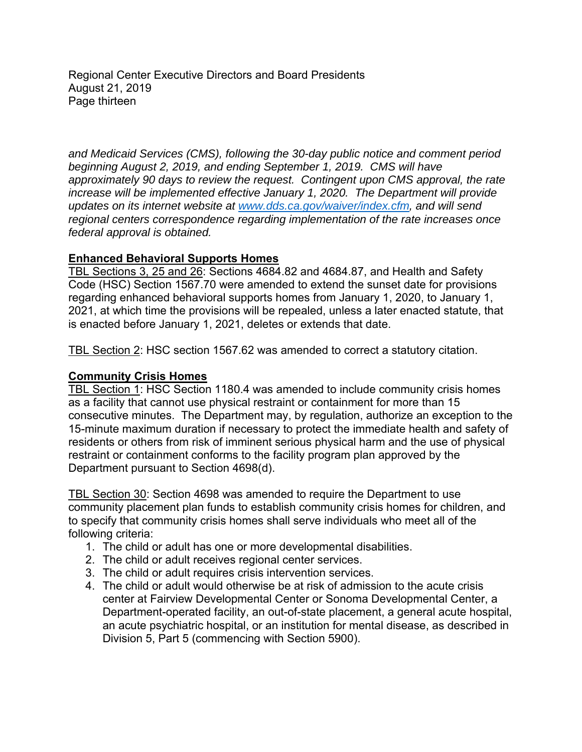*and Medicaid Services (CMS), following the 30-day public notice and comment period beginning August 2, 2019, and ending September 1, 2019. CMS will have approximately 90 days to review the request. Contingent upon CMS approval, the rate increase will be implemented effective January 1, 2020. The Department will provide updates on its internet website at [www.dds.ca.gov/waiver/index.cfm](www.dds.ca.gov/waiver/index.cfm), and will send regional centers correspondence regarding implementation of the rate increases once federal approval is obtained.*

**Enhanced Behavioral Supports Homes**

TBL Sections 3, 25 and 26: Sections 4684.82 and 4684.87, and Health and Safety Code (HSC) Section 1567.70 were amended to extend the sunset date for provisions regarding enhanced behavioral supports homes from January 1, 2020, to January 1, 2021, at which time the provisions will be repealed, unless a later enacted statute, that is enacted before January 1, 2021, deletes or extends that date.

TBL Section 2: HSC section 1567.62 was amended to correct a statutory citation.

**Community Crisis Homes**

TBL Section 1: HSC Section 1180.4 was amended to include community crisis homes as a facility that cannot use physical restraint or containment for more than 15 consecutive minutes. The Department may, by regulation, authorize an exception to the 15-minute maximum duration if necessary to protect the immediate health and safety of residents or others from risk of imminent serious physical harm and the use of physical restraint or containment conforms to the facility program plan approved by the Department pursuant to Section 4698(d).

TBL Section 30: Section 4698 was amended to require the Department to use community placement plan funds to establish community crisis homes for children, and to specify that community crisis homes shall serve individuals who meet all of the following criteria:

1. The child or adult has one or more developmental disabilities.
2. The child or adult receives regional center services.
3. The child or adult requires crisis intervention services.
4. The child or adult would otherwise be at risk of admission to the acute crisis center at Fairview Developmental Center or Sonoma Developmental Center, a Department-operated facility, an out-of-state placement, a general acute hospital, an acute psychiatric hospital, or an institution for mental disease, as described in Division 5, Part 5 (commencing with Section 5900).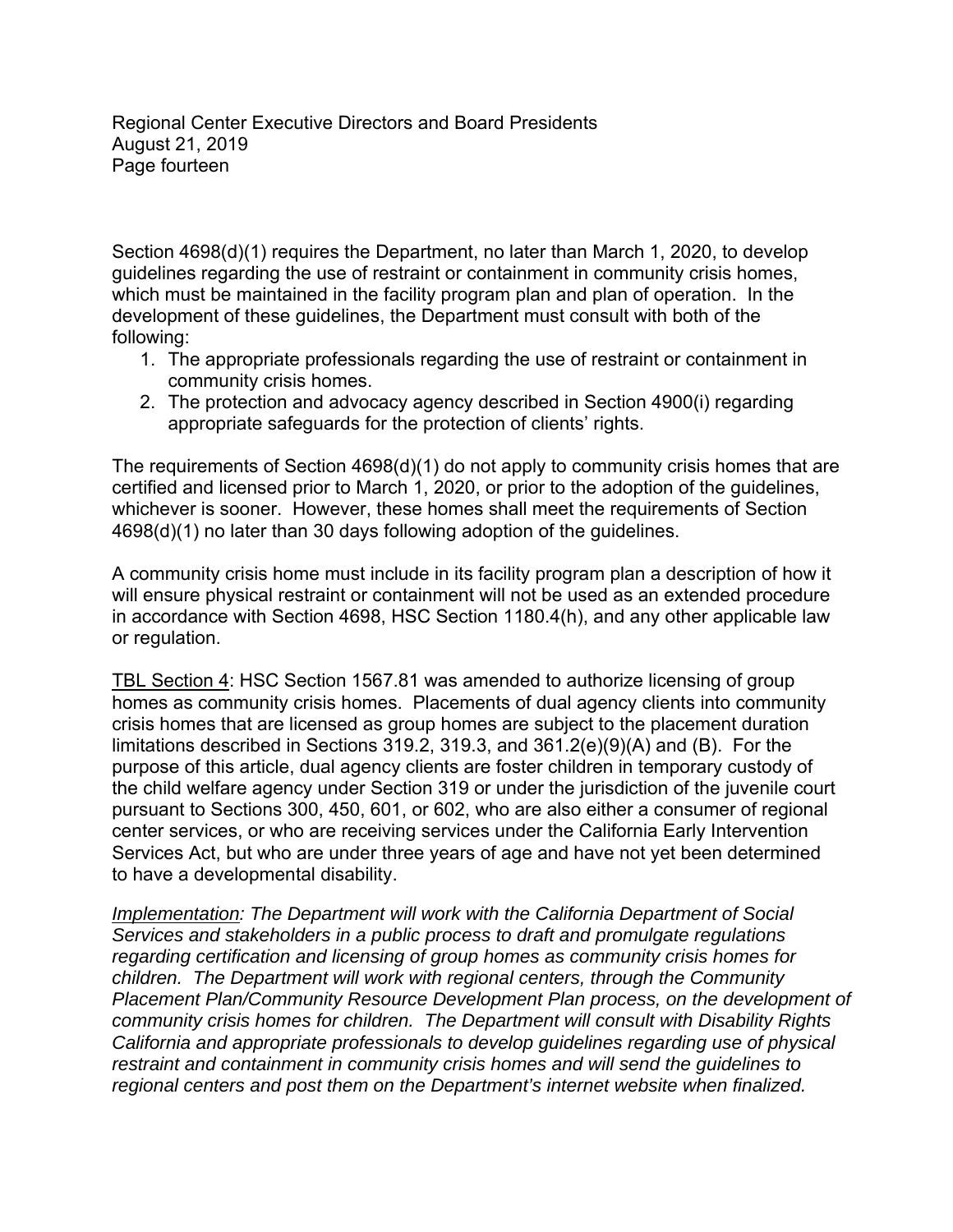Section 4698(d)(1) requires the Department, no later than March 1, 2020, to develop guidelines regarding the use of restraint or containment in community crisis homes, which must be maintained in the facility program plan and plan of operation. In the development of these guidelines, the Department must consult with both of the following:

1. The appropriate professionals regarding the use of restraint or containment in community crisis homes.
2. The protection and advocacy agency described in Section 4900(i) regarding appropriate safeguards for the protection of clients' rights.

The requirements of Section 4698(d)(1) do not apply to community crisis homes that are certified and licensed prior to March 1, 2020, or prior to the adoption of the guidelines, whichever is sooner. However, these homes shall meet the requirements of Section 4698(d)(1) no later than 30 days following adoption of the guidelines.

A community crisis home must include in its facility program plan a description of how it will ensure physical restraint or containment will not be used as an extended procedure in accordance with Section 4698, HSC Section 1180.4(h), and any other applicable law or regulation.

<u>TBL Section 4</u>: HSC Section 1567.81 was amended to authorize licensing of group homes as community crisis homes. Placements of dual agency clients into community crisis homes that are licensed as group homes are subject to the placement duration limitations described in Sections 319.2, 319.3, and 361.2(e)(9)(A) and (B). For the purpose of this article, dual agency clients are foster children in temporary custody of the child welfare agency under Section 319 or under the jurisdiction of the juvenile court pursuant to Sections 300, 450, 601, or 602, who are also either a consumer of regional center services, or who are receiving services under the California Early Intervention Services Act, but who are under three years of age and have not yet been determined to have a developmental disability.

*<u>Implementation</u>: The Department will work with the California Department of Social Services and stakeholders in a public process to draft and promulgate regulations regarding certification and licensing of group homes as community crisis homes for children. The Department will work with regional centers, through the Community Placement Plan/Community Resource Development Plan process, on the development of community crisis homes for children. The Department will consult with Disability Rights California and appropriate professionals to develop guidelines regarding use of physical restraint and containment in community crisis homes and will send the guidelines to regional centers and post them on the Department's internet website when finalized.*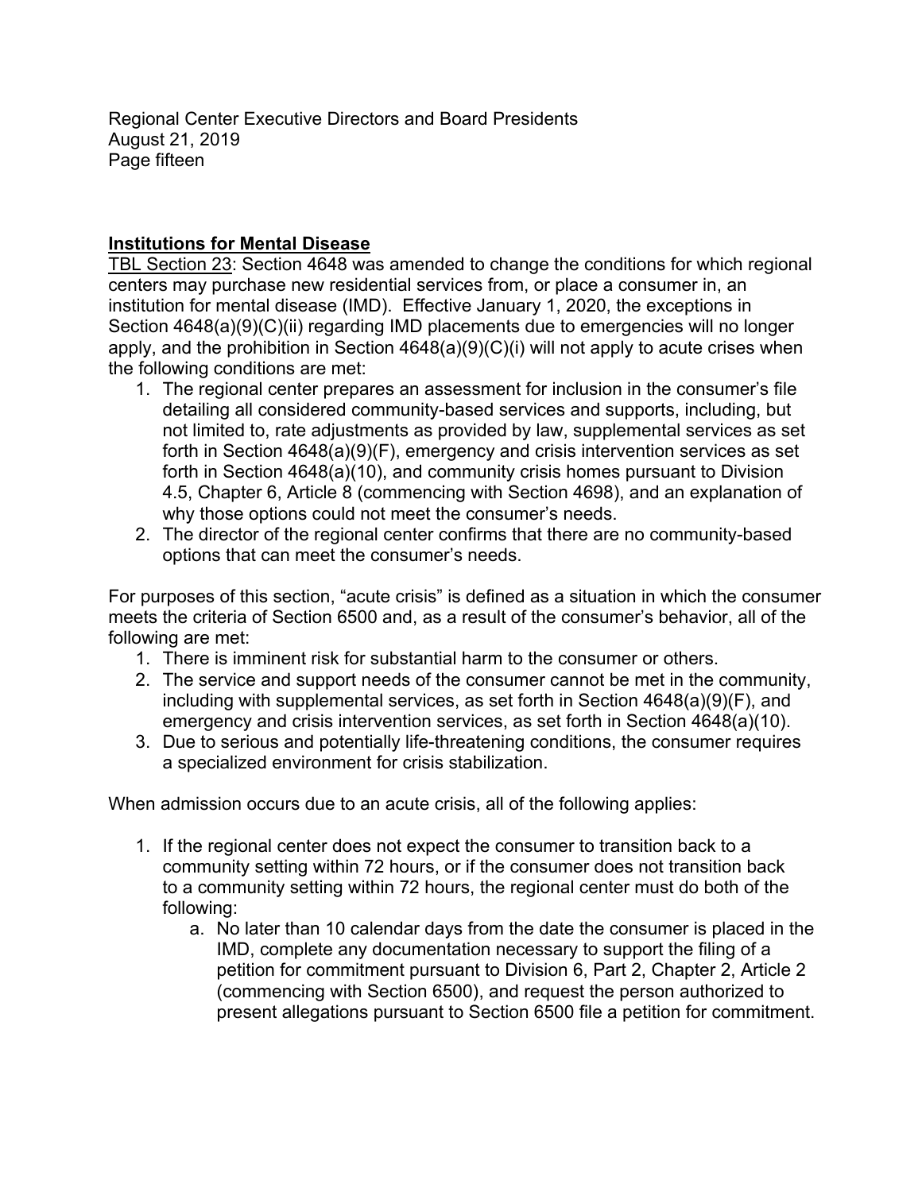## Institutions for Mental Disease

TBL Section 23: Section 4648 was amended to change the conditions for which regional centers may purchase new residential services from, or place a consumer in, an institution for mental disease (IMD). Effective January 1, 2020, the exceptions in Section 4648(a)(9)(C)(ii) regarding IMD placements due to emergencies will no longer apply, and the prohibition in Section 4648(a)(9)(C)(i) will not apply to acute crises when the following conditions are met:

1. The regional center prepares an assessment for inclusion in the consumer's file detailing all considered community-based services and supports, including, but not limited to, rate adjustments as provided by law, supplemental services as set forth in Section 4648(a)(9)(F), emergency and crisis intervention services as set forth in Section 4648(a)(10), and community crisis homes pursuant to Division 4.5, Chapter 6, Article 8 (commencing with Section 4698), and an explanation of why those options could not meet the consumer's needs.
2. The director of the regional center confirms that there are no community-based options that can meet the consumer's needs.

For purposes of this section, "acute crisis" is defined as a situation in which the consumer meets the criteria of Section 6500 and, as a result of the consumer's behavior, all of the following are met:

1. There is imminent risk for substantial harm to the consumer or others.
2. The service and support needs of the consumer cannot be met in the community, including with supplemental services, as set forth in Section 4648(a)(9)(F), and emergency and crisis intervention services, as set forth in Section 4648(a)(10).
3. Due to serious and potentially life-threatening conditions, the consumer requires a specialized environment for crisis stabilization.

When admission occurs due to an acute crisis, all of the following applies:

1. If the regional center does not expect the consumer to transition back to a community setting within 72 hours, or if the consumer does not transition back to a community setting within 72 hours, the regional center must do both of the following:
   a. No later than 10 calendar days from the date the consumer is placed in the IMD, complete any documentation necessary to support the filing of a petition for commitment pursuant to Division 6, Part 2, Chapter 2, Article 2 (commencing with Section 6500), and request the person authorized to present allegations pursuant to Section 6500 file a petition for commitment.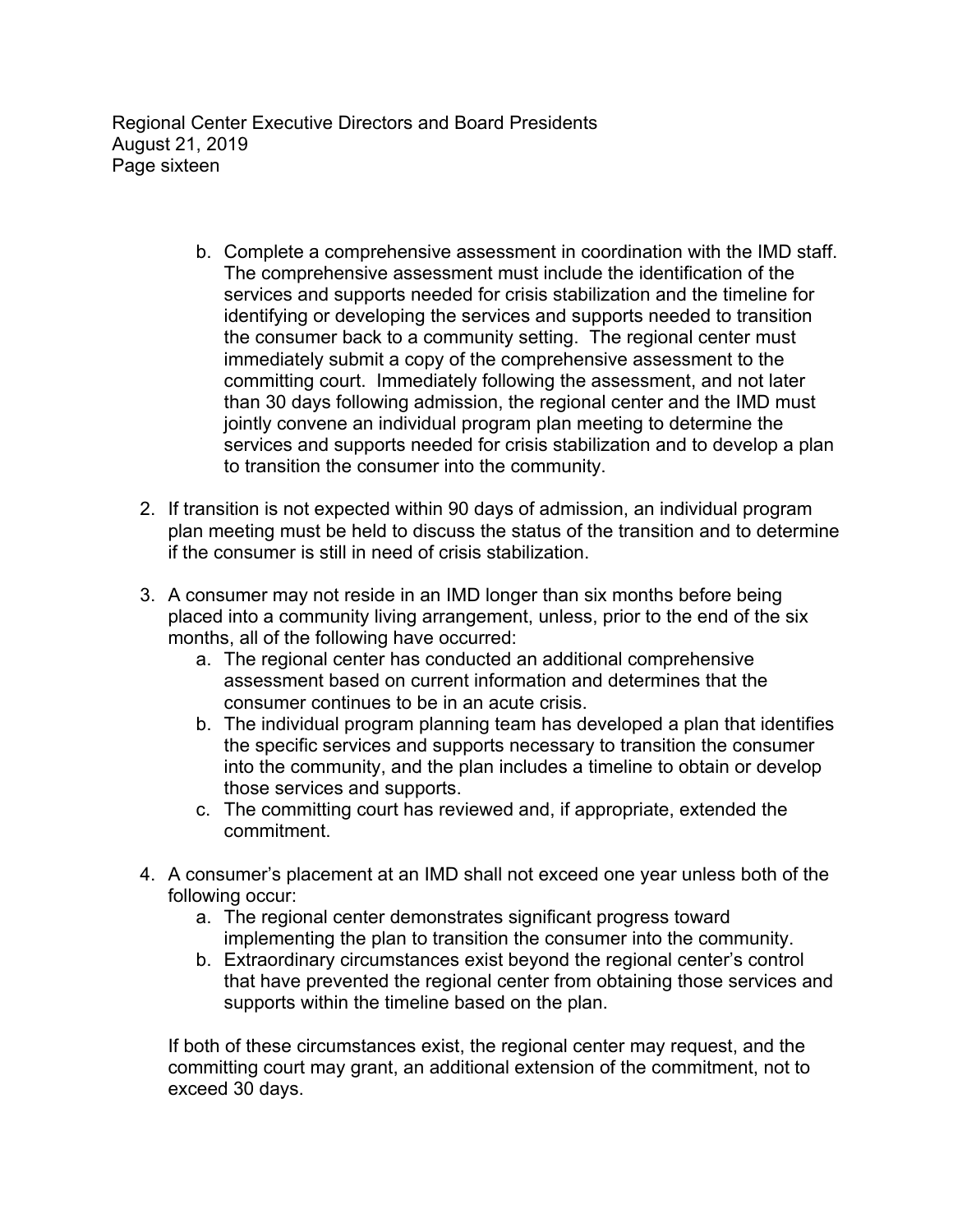b. Complete a comprehensive assessment in coordination with the IMD staff. The comprehensive assessment must include the identification of the services and supports needed for crisis stabilization and the timeline for identifying or developing the services and supports needed to transition the consumer back to a community setting. The regional center must immediately submit a copy of the comprehensive assessment to the committing court. Immediately following the assessment, and not later than 30 days following admission, the regional center and the IMD must jointly convene an individual program plan meeting to determine the services and supports needed for crisis stabilization and to develop a plan to transition the consumer into the community.

2. If transition is not expected within 90 days of admission, an individual program plan meeting must be held to discuss the status of the transition and to determine if the consumer is still in need of crisis stabilization.

3. A consumer may not reside in an IMD longer than six months before being placed into a community living arrangement, unless, prior to the end of the six months, all of the following have occurred:
   a. The regional center has conducted an additional comprehensive assessment based on current information and determines that the consumer continues to be in an acute crisis.
   b. The individual program planning team has developed a plan that identifies the specific services and supports necessary to transition the consumer into the community, and the plan includes a timeline to obtain or develop those services and supports.
   c. The committing court has reviewed and, if appropriate, extended the commitment.

4. A consumer's placement at an IMD shall not exceed one year unless both of the following occur:
   a. The regional center demonstrates significant progress toward implementing the plan to transition the consumer into the community.
   b. Extraordinary circumstances exist beyond the regional center's control that have prevented the regional center from obtaining those services and supports within the timeline based on the plan.

   If both of these circumstances exist, the regional center may request, and the committing court may grant, an additional extension of the commitment, not to exceed 30 days.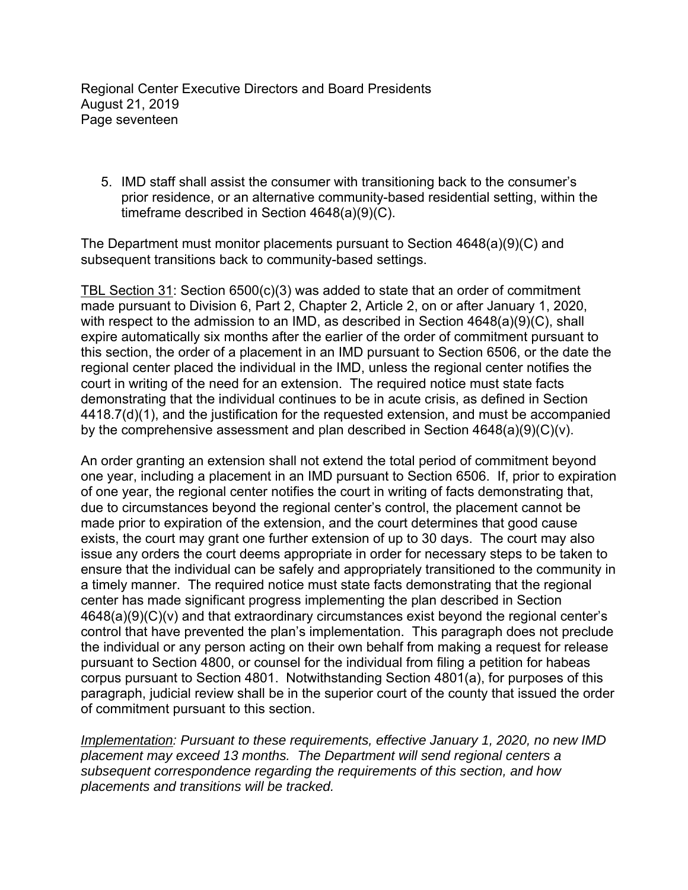5. IMD staff shall assist the consumer with transitioning back to the consumer's prior residence, or an alternative community-based residential setting, within the timeframe described in Section 4648(a)(9)(C).

The Department must monitor placements pursuant to Section 4648(a)(9)(C) and subsequent transitions back to community-based settings.

<u>TBL Section 31</u>: Section 6500(c)(3) was added to state that an order of commitment made pursuant to Division 6, Part 2, Chapter 2, Article 2, on or after January 1, 2020, with respect to the admission to an IMD, as described in Section 4648(a)(9)(C), shall expire automatically six months after the earlier of the order of commitment pursuant to this section, the order of a placement in an IMD pursuant to Section 6506, or the date the regional center placed the individual in the IMD, unless the regional center notifies the court in writing of the need for an extension. The required notice must state facts demonstrating that the individual continues to be in acute crisis, as defined in Section 4418.7(d)(1), and the justification for the requested extension, and must be accompanied by the comprehensive assessment and plan described in Section 4648(a)(9)(C)(v).

An order granting an extension shall not extend the total period of commitment beyond one year, including a placement in an IMD pursuant to Section 6506. If, prior to expiration of one year, the regional center notifies the court in writing of facts demonstrating that, due to circumstances beyond the regional center's control, the placement cannot be made prior to expiration of the extension, and the court determines that good cause exists, the court may grant one further extension of up to 30 days. The court may also issue any orders the court deems appropriate in order for necessary steps to be taken to ensure that the individual can be safely and appropriately transitioned to the community in a timely manner. The required notice must state facts demonstrating that the regional center has made significant progress implementing the plan described in Section 4648(a)(9)(C)(v) and that extraordinary circumstances exist beyond the regional center's control that have prevented the plan's implementation. This paragraph does not preclude the individual or any person acting on their own behalf from making a request for release pursuant to Section 4800, or counsel for the individual from filing a petition for habeas corpus pursuant to Section 4801. Notwithstanding Section 4801(a), for purposes of this paragraph, judicial review shall be in the superior court of the county that issued the order of commitment pursuant to this section.

*<u>Implementation</u>: Pursuant to these requirements, effective January 1, 2020, no new IMD placement may exceed 13 months. The Department will send regional centers a subsequent correspondence regarding the requirements of this section, and how placements and transitions will be tracked.*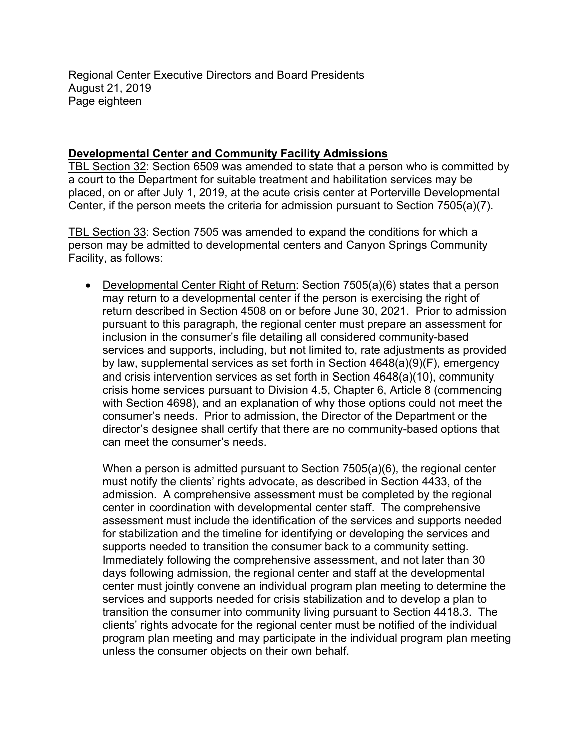**Developmental Center and Community Facility Admissions**

TBL Section 32: Section 6509 was amended to state that a person who is committed by a court to the Department for suitable treatment and habilitation services may be placed, on or after July 1, 2019, at the acute crisis center at Porterville Developmental Center, if the person meets the criteria for admission pursuant to Section 7505(a)(7).

TBL Section 33: Section 7505 was amended to expand the conditions for which a person may be admitted to developmental centers and Canyon Springs Community Facility, as follows:

- Developmental Center Right of Return: Section 7505(a)(6) states that a person may return to a developmental center if the person is exercising the right of return described in Section 4508 on or before June 30, 2021. Prior to admission pursuant to this paragraph, the regional center must prepare an assessment for inclusion in the consumer's file detailing all considered community-based services and supports, including, but not limited to, rate adjustments as provided by law, supplemental services as set forth in Section 4648(a)(9)(F), emergency and crisis intervention services as set forth in Section 4648(a)(10), community crisis home services pursuant to Division 4.5, Chapter 6, Article 8 (commencing with Section 4698), and an explanation of why those options could not meet the consumer's needs. Prior to admission, the Director of the Department or the director's designee shall certify that there are no community-based options that can meet the consumer's needs.

  When a person is admitted pursuant to Section 7505(a)(6), the regional center must notify the clients' rights advocate, as described in Section 4433, of the admission. A comprehensive assessment must be completed by the regional center in coordination with developmental center staff. The comprehensive assessment must include the identification of the services and supports needed for stabilization and the timeline for identifying or developing the services and supports needed to transition the consumer back to a community setting. Immediately following the comprehensive assessment, and not later than 30 days following admission, the regional center and staff at the developmental center must jointly convene an individual program plan meeting to determine the services and supports needed for crisis stabilization and to develop a plan to transition the consumer into community living pursuant to Section 4418.3. The clients' rights advocate for the regional center must be notified of the individual program plan meeting and may participate in the individual program plan meeting unless the consumer objects on their own behalf.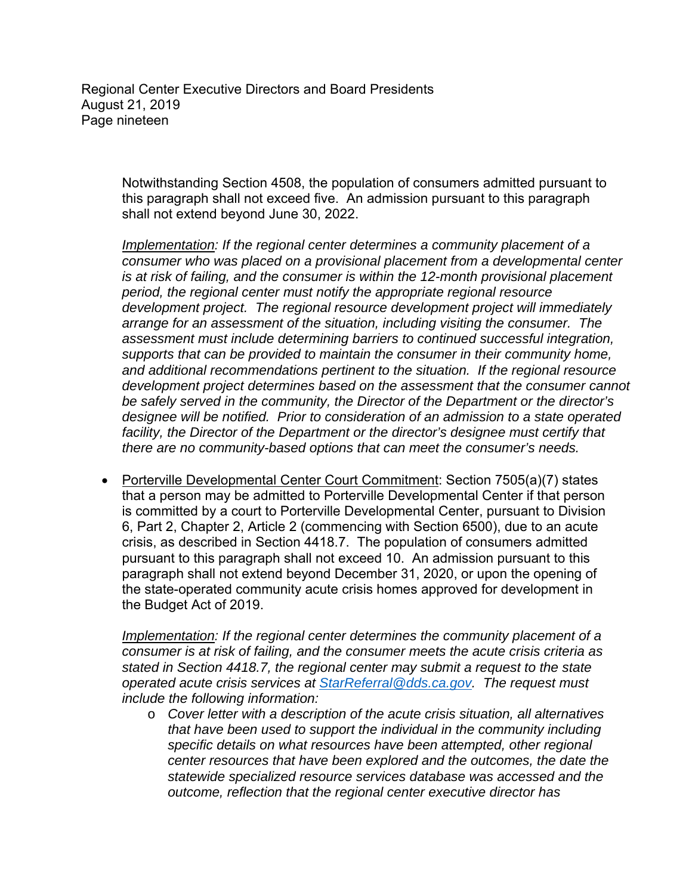Notwithstanding Section 4508, the population of consumers admitted pursuant to this paragraph shall not exceed five. An admission pursuant to this paragraph shall not extend beyond June 30, 2022.

*Implementation: If the regional center determines a community placement of a consumer who was placed on a provisional placement from a developmental center is at risk of failing, and the consumer is within the 12-month provisional placement period, the regional center must notify the appropriate regional resource development project. The regional resource development project will immediately arrange for an assessment of the situation, including visiting the consumer. The assessment must include determining barriers to continued successful integration, supports that can be provided to maintain the consumer in their community home, and additional recommendations pertinent to the situation. If the regional resource development project determines based on the assessment that the consumer cannot be safely served in the community, the Director of the Department or the director's designee will be notified. Prior to consideration of an admission to a state operated facility, the Director of the Department or the director's designee must certify that there are no community-based options that can meet the consumer's needs.*

- Porterville Developmental Center Court Commitment: Section 7505(a)(7) states that a person may be admitted to Porterville Developmental Center if that person is committed by a court to Porterville Developmental Center, pursuant to Division 6, Part 2, Chapter 2, Article 2 (commencing with Section 6500), due to an acute crisis, as described in Section 4418.7. The population of consumers admitted pursuant to this paragraph shall not exceed 10. An admission pursuant to this paragraph shall not extend beyond December 31, 2020, or upon the opening of the state-operated community acute crisis homes approved for development in the Budget Act of 2019.

  *Implementation: If the regional center determines the community placement of a consumer is at risk of failing, and the consumer meets the acute crisis criteria as stated in Section 4418.7, the regional center may submit a request to the state operated acute crisis services at StarReferral@dds.ca.gov. The request must include the following information:*
  - *Cover letter with a description of the acute crisis situation, all alternatives that have been used to support the individual in the community including specific details on what resources have been attempted, other regional center resources that have been explored and the outcomes, the date the statewide specialized resource services database was accessed and the outcome, reflection that the regional center executive director has*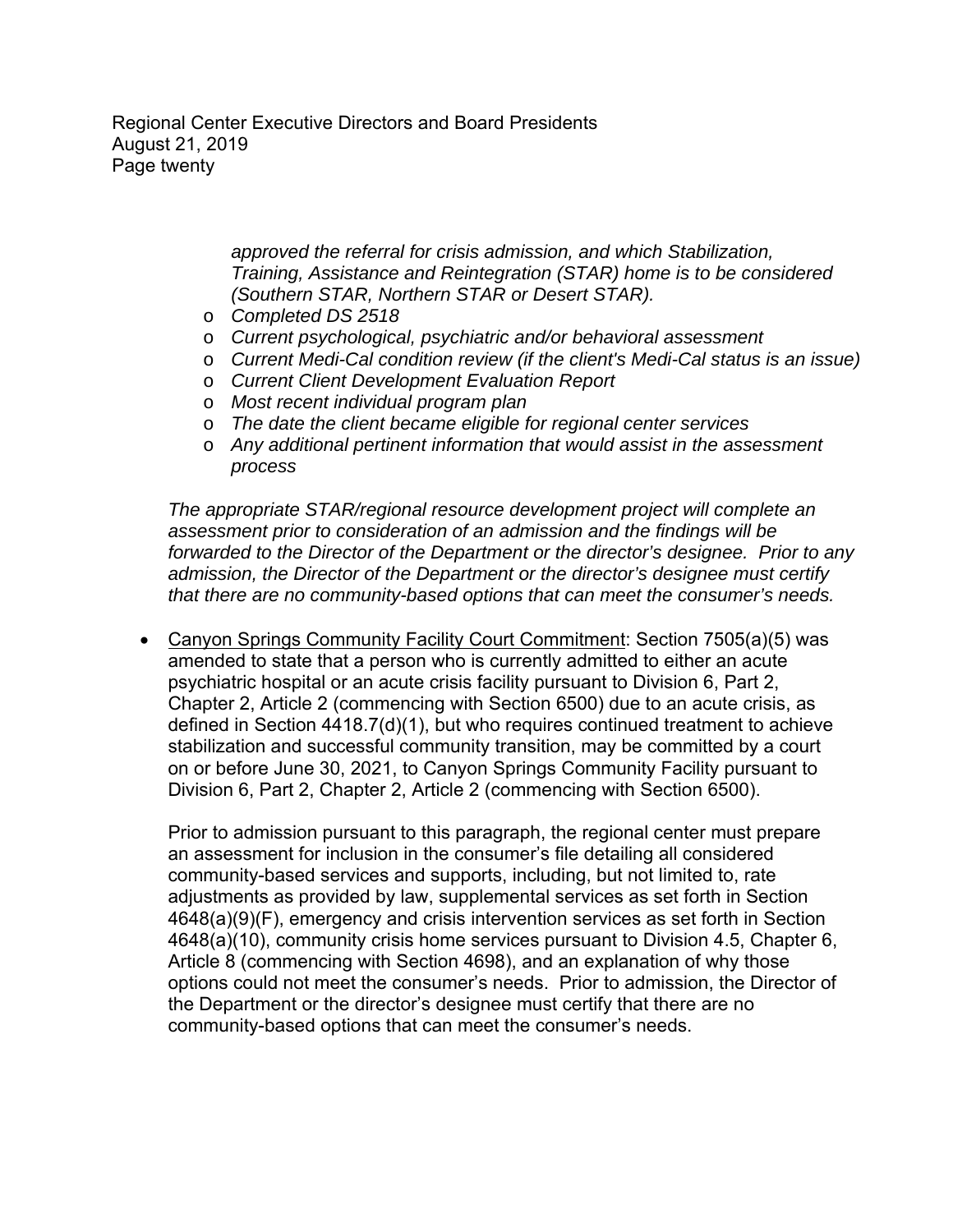*approved the referral for crisis admission, and which Stabilization, Training, Assistance and Reintegration (STAR) home is to be considered (Southern STAR, Northern STAR or Desert STAR).*

- *Completed DS 2518*
- *Current psychological, psychiatric and/or behavioral assessment*
- *Current Medi-Cal condition review (if the client's Medi-Cal status is an issue)*
- *Current Client Development Evaluation Report*
- *Most recent individual program plan*
- *The date the client became eligible for regional center services*
- *Any additional pertinent information that would assist in the assessment process*

*The appropriate STAR/regional resource development project will complete an assessment prior to consideration of an admission and the findings will be forwarded to the Director of the Department or the director's designee. Prior to any admission, the Director of the Department or the director's designee must certify that there are no community-based options that can meet the consumer's needs.*

- Canyon Springs Community Facility Court Commitment: Section 7505(a)(5) was amended to state that a person who is currently admitted to either an acute psychiatric hospital or an acute crisis facility pursuant to Division 6, Part 2, Chapter 2, Article 2 (commencing with Section 6500) due to an acute crisis, as defined in Section 4418.7(d)(1), but who requires continued treatment to achieve stabilization and successful community transition, may be committed by a court on or before June 30, 2021, to Canyon Springs Community Facility pursuant to Division 6, Part 2, Chapter 2, Article 2 (commencing with Section 6500).

  Prior to admission pursuant to this paragraph, the regional center must prepare an assessment for inclusion in the consumer's file detailing all considered community-based services and supports, including, but not limited to, rate adjustments as provided by law, supplemental services as set forth in Section 4648(a)(9)(F), emergency and crisis intervention services as set forth in Section 4648(a)(10), community crisis home services pursuant to Division 4.5, Chapter 6, Article 8 (commencing with Section 4698), and an explanation of why those options could not meet the consumer's needs. Prior to admission, the Director of the Department or the director's designee must certify that there are no community-based options that can meet the consumer's needs.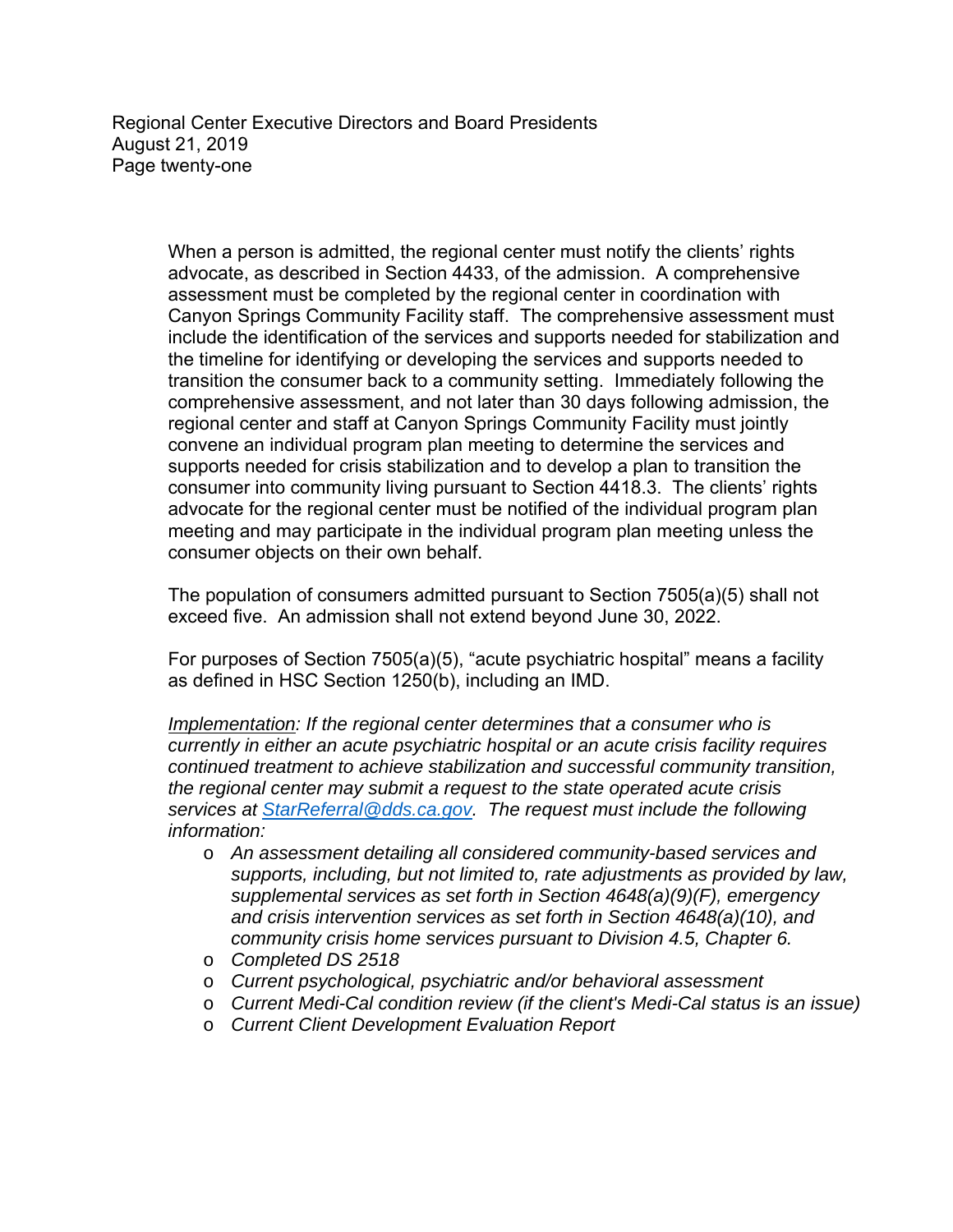When a person is admitted, the regional center must notify the clients' rights advocate, as described in Section 4433, of the admission. A comprehensive assessment must be completed by the regional center in coordination with Canyon Springs Community Facility staff. The comprehensive assessment must include the identification of the services and supports needed for stabilization and the timeline for identifying or developing the services and supports needed to transition the consumer back to a community setting. Immediately following the comprehensive assessment, and not later than 30 days following admission, the regional center and staff at Canyon Springs Community Facility must jointly convene an individual program plan meeting to determine the services and supports needed for crisis stabilization and to develop a plan to transition the consumer into community living pursuant to Section 4418.3. The clients' rights advocate for the regional center must be notified of the individual program plan meeting and may participate in the individual program plan meeting unless the consumer objects on their own behalf.

The population of consumers admitted pursuant to Section 7505(a)(5) shall not exceed five. An admission shall not extend beyond June 30, 2022.

For purposes of Section 7505(a)(5), "acute psychiatric hospital" means a facility as defined in HSC Section 1250(b), including an IMD.

*Implementation: If the regional center determines that a consumer who is currently in either an acute psychiatric hospital or an acute crisis facility requires continued treatment to achieve stabilization and successful community transition, the regional center may submit a request to the state operated acute crisis services at [StarReferral@dds.ca.gov](mailto:StarReferral@dds.ca.gov). The request must include the following information:*

- *An assessment detailing all considered community-based services and supports, including, but not limited to, rate adjustments as provided by law, supplemental services as set forth in Section 4648(a)(9)(F), emergency and crisis intervention services as set forth in Section 4648(a)(10), and community crisis home services pursuant to Division 4.5, Chapter 6.*
- *Completed DS 2518*
- *Current psychological, psychiatric and/or behavioral assessment*
- *Current Medi-Cal condition review (if the client's Medi-Cal status is an issue)*
- *Current Client Development Evaluation Report*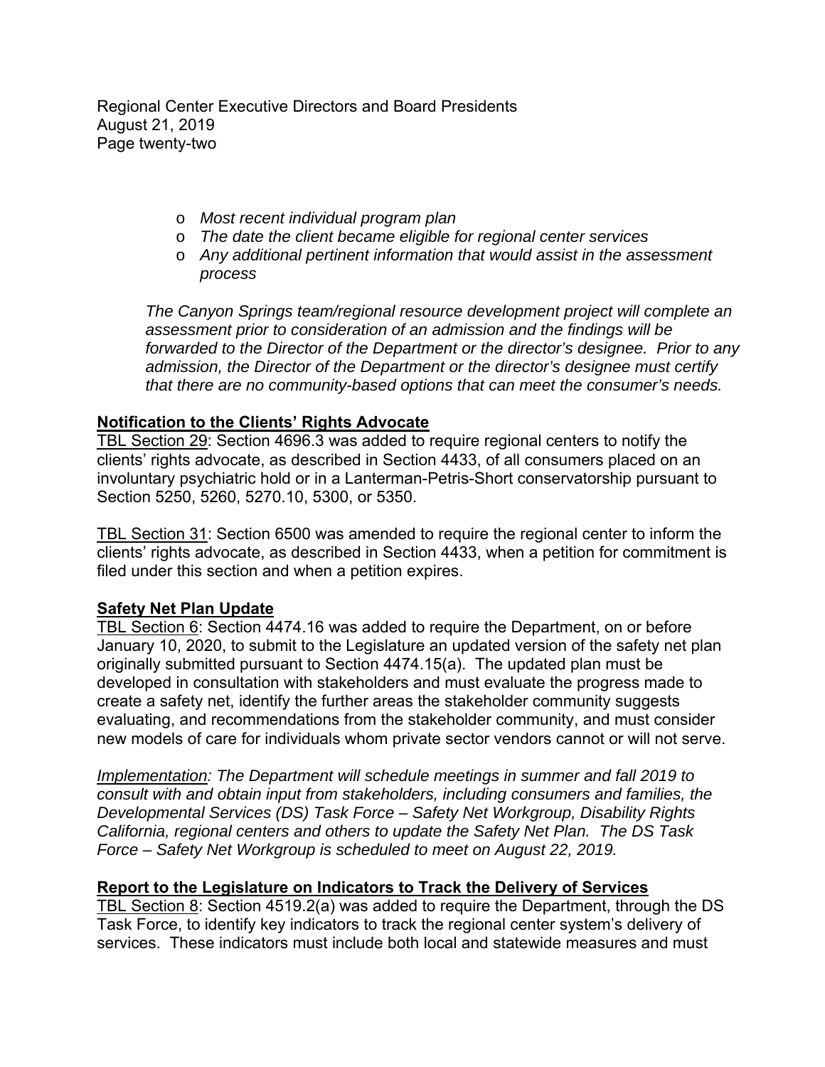- *Most recent individual program plan*
- *The date the client became eligible for regional center services*
- *Any additional pertinent information that would assist in the assessment process*

*The Canyon Springs team/regional resource development project will complete an assessment prior to consideration of an admission and the findings will be forwarded to the Director of the Department or the director's designee. Prior to any admission, the Director of the Department or the director's designee must certify that there are no community-based options that can meet the consumer's needs.*

**Notification to the Clients' Rights Advocate**

TBL Section 29: Section 4696.3 was added to require regional centers to notify the clients' rights advocate, as described in Section 4433, of all consumers placed on an involuntary psychiatric hold or in a Lanterman-Petris-Short conservatorship pursuant to Section 5250, 5260, 5270.10, 5300, or 5350.

TBL Section 31: Section 6500 was amended to require the regional center to inform the clients' rights advocate, as described in Section 4433, when a petition for commitment is filed under this section and when a petition expires.

**Safety Net Plan Update**

TBL Section 6: Section 4474.16 was added to require the Department, on or before January 10, 2020, to submit to the Legislature an updated version of the safety net plan originally submitted pursuant to Section 4474.15(a). The updated plan must be developed in consultation with stakeholders and must evaluate the progress made to create a safety net, identify the further areas the stakeholder community suggests evaluating, and recommendations from the stakeholder community, and must consider new models of care for individuals whom private sector vendors cannot or will not serve.

*Implementation: The Department will schedule meetings in summer and fall 2019 to consult with and obtain input from stakeholders, including consumers and families, the Developmental Services (DS) Task Force – Safety Net Workgroup, Disability Rights California, regional centers and others to update the Safety Net Plan. The DS Task Force – Safety Net Workgroup is scheduled to meet on August 22, 2019.*

**Report to the Legislature on Indicators to Track the Delivery of Services**

TBL Section 8: Section 4519.2(a) was added to require the Department, through the DS Task Force, to identify key indicators to track the regional center system's delivery of services. These indicators must include both local and statewide measures and must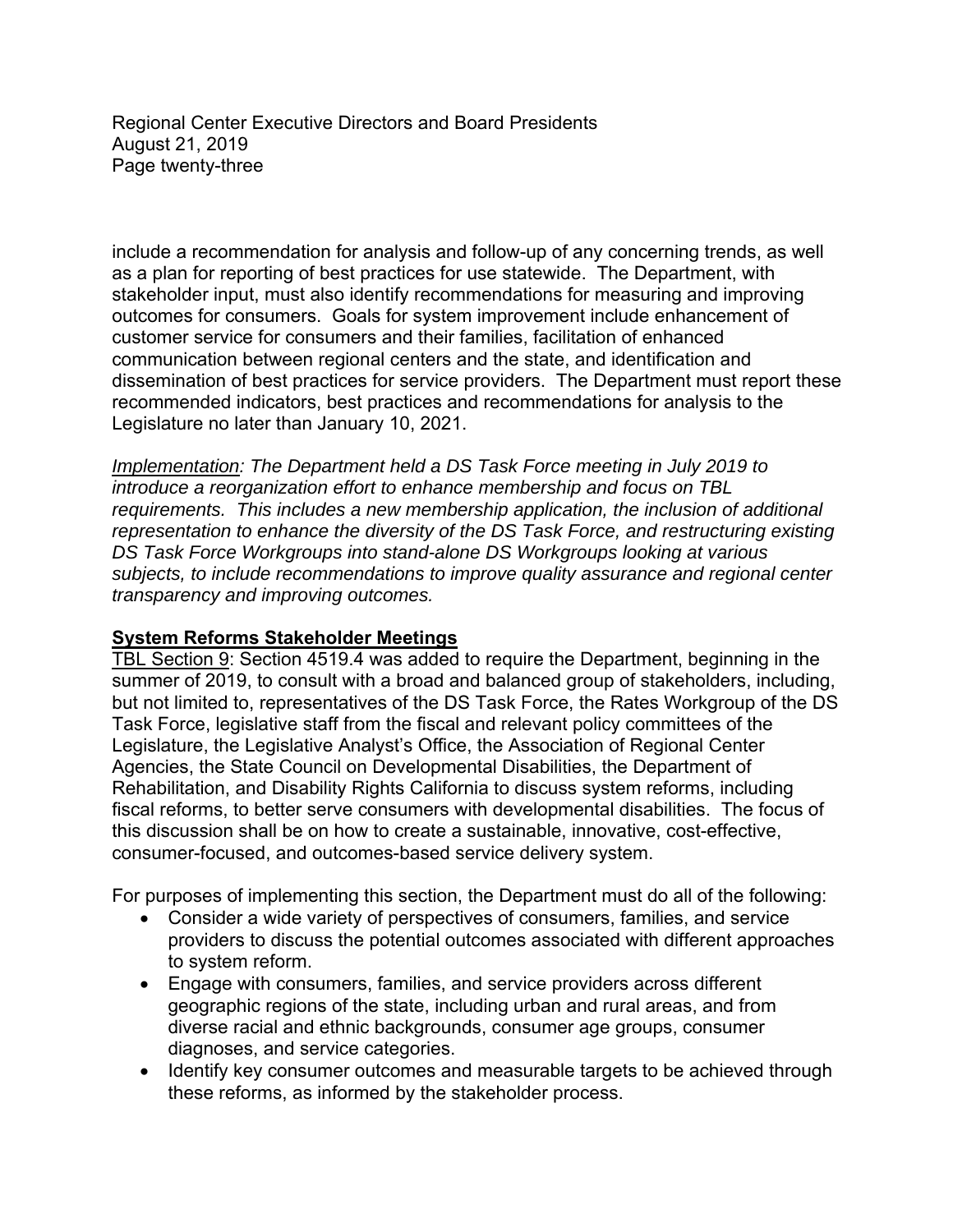include a recommendation for analysis and follow-up of any concerning trends, as well as a plan for reporting of best practices for use statewide. The Department, with stakeholder input, must also identify recommendations for measuring and improving outcomes for consumers. Goals for system improvement include enhancement of customer service for consumers and their families, facilitation of enhanced communication between regional centers and the state, and identification and dissemination of best practices for service providers. The Department must report these recommended indicators, best practices and recommendations for analysis to the Legislature no later than January 10, 2021.

*Implementation: The Department held a DS Task Force meeting in July 2019 to introduce a reorganization effort to enhance membership and focus on TBL requirements. This includes a new membership application, the inclusion of additional representation to enhance the diversity of the DS Task Force, and restructuring existing DS Task Force Workgroups into stand-alone DS Workgroups looking at various subjects, to include recommendations to improve quality assurance and regional center transparency and improving outcomes.*

**System Reforms Stakeholder Meetings**

TBL Section 9: Section 4519.4 was added to require the Department, beginning in the summer of 2019, to consult with a broad and balanced group of stakeholders, including, but not limited to, representatives of the DS Task Force, the Rates Workgroup of the DS Task Force, legislative staff from the fiscal and relevant policy committees of the Legislature, the Legislative Analyst's Office, the Association of Regional Center Agencies, the State Council on Developmental Disabilities, the Department of Rehabilitation, and Disability Rights California to discuss system reforms, including fiscal reforms, to better serve consumers with developmental disabilities. The focus of this discussion shall be on how to create a sustainable, innovative, cost-effective, consumer-focused, and outcomes-based service delivery system.

For purposes of implementing this section, the Department must do all of the following:

- Consider a wide variety of perspectives of consumers, families, and service providers to discuss the potential outcomes associated with different approaches to system reform.
- Engage with consumers, families, and service providers across different geographic regions of the state, including urban and rural areas, and from diverse racial and ethnic backgrounds, consumer age groups, consumer diagnoses, and service categories.
- Identify key consumer outcomes and measurable targets to be achieved through these reforms, as informed by the stakeholder process.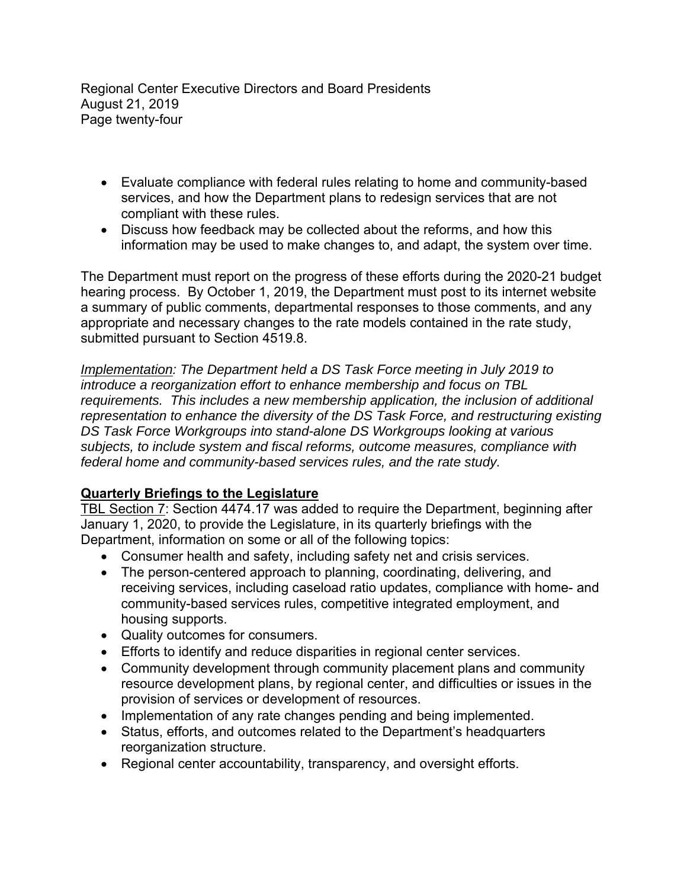- Evaluate compliance with federal rules relating to home and community-based services, and how the Department plans to redesign services that are not compliant with these rules.
- Discuss how feedback may be collected about the reforms, and how this information may be used to make changes to, and adapt, the system over time.

The Department must report on the progress of these efforts during the 2020-21 budget hearing process. By October 1, 2019, the Department must post to its internet website a summary of public comments, departmental responses to those comments, and any appropriate and necessary changes to the rate models contained in the rate study, submitted pursuant to Section 4519.8.

*Implementation: The Department held a DS Task Force meeting in July 2019 to introduce a reorganization effort to enhance membership and focus on TBL requirements. This includes a new membership application, the inclusion of additional representation to enhance the diversity of the DS Task Force, and restructuring existing DS Task Force Workgroups into stand-alone DS Workgroups looking at various subjects, to include system and fiscal reforms, outcome measures, compliance with federal home and community-based services rules, and the rate study.*

**Quarterly Briefings to the Legislature**

TBL Section 7: Section 4474.17 was added to require the Department, beginning after January 1, 2020, to provide the Legislature, in its quarterly briefings with the Department, information on some or all of the following topics:

- Consumer health and safety, including safety net and crisis services.
- The person-centered approach to planning, coordinating, delivering, and receiving services, including caseload ratio updates, compliance with home- and community-based services rules, competitive integrated employment, and housing supports.
- Quality outcomes for consumers.
- Efforts to identify and reduce disparities in regional center services.
- Community development through community placement plans and community resource development plans, by regional center, and difficulties or issues in the provision of services or development of resources.
- Implementation of any rate changes pending and being implemented.
- Status, efforts, and outcomes related to the Department's headquarters reorganization structure.
- Regional center accountability, transparency, and oversight efforts.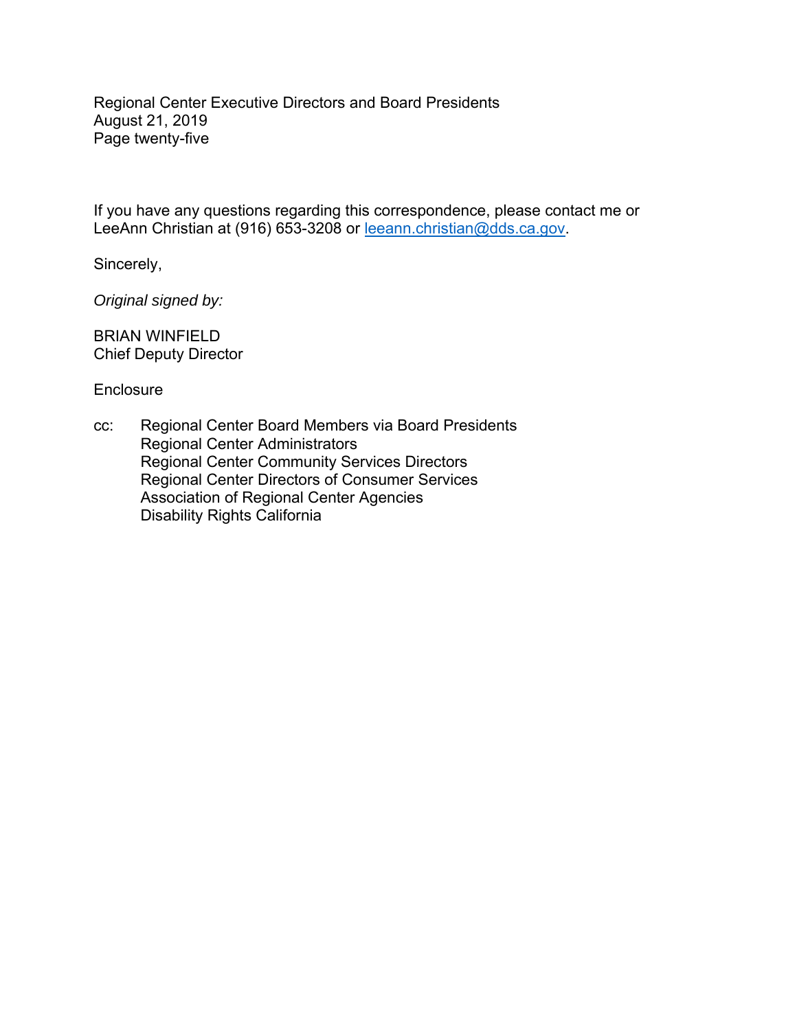If you have any questions regarding this correspondence, please contact me or LeeAnn Christian at (916) 653-3208 or leeann.christian@dds.ca.gov.

Sincerely,

*Original signed by:*

BRIAN WINFIELD
Chief Deputy Director

Enclosure

cc: Regional Center Board Members via Board Presidents
Regional Center Administrators
Regional Center Community Services Directors
Regional Center Directors of Consumer Services
Association of Regional Center Agencies
Disability Rights California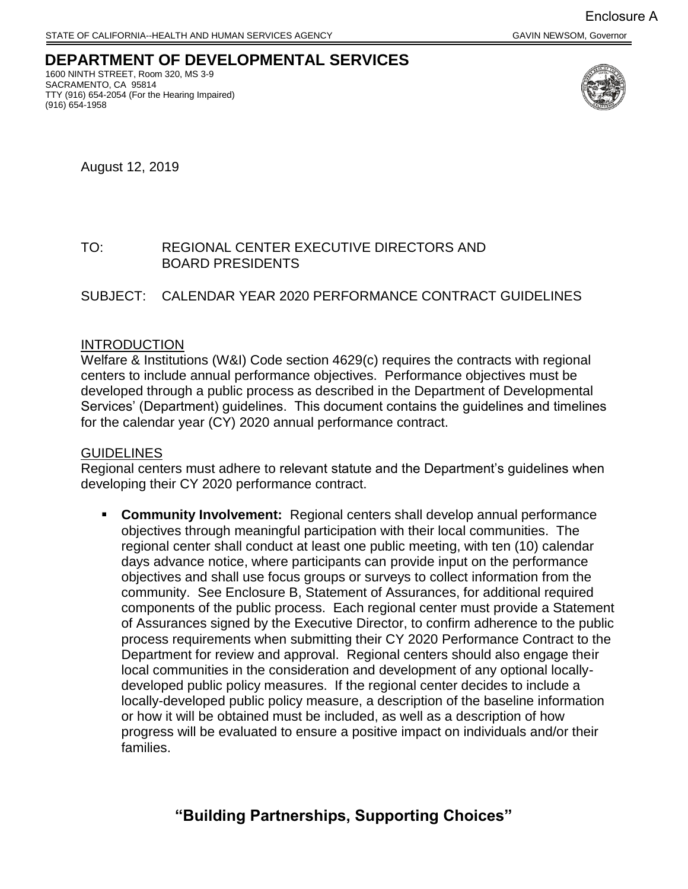Enclosure A

STATE OF CALIFORNIA--HEALTH AND HUMAN SERVICES AGENCY GAVIN NEWSOM, Governor

# DEPARTMENT OF DEVELOPMENTAL SERVICES

1600 NINTH STREET, Room 320, MS 3-9
SACRAMENTO, CA 95814
TTY (916) 654-2054 (For the Hearing Impaired)
(916) 654-1958

August 12, 2019

TO: REGIONAL CENTER EXECUTIVE DIRECTORS AND BOARD PRESIDENTS

SUBJECT: CALENDAR YEAR 2020 PERFORMANCE CONTRACT GUIDELINES

## INTRODUCTION

Welfare & Institutions (W&I) Code section 4629(c) requires the contracts with regional centers to include annual performance objectives. Performance objectives must be developed through a public process as described in the Department of Developmental Services' (Department) guidelines. This document contains the guidelines and timelines for the calendar year (CY) 2020 annual performance contract.

## GUIDELINES

Regional centers must adhere to relevant statute and the Department's guidelines when developing their CY 2020 performance contract.

- **Community Involvement:** Regional centers shall develop annual performance objectives through meaningful participation with their local communities. The regional center shall conduct at least one public meeting, with ten (10) calendar days advance notice, where participants can provide input on the performance objectives and shall use focus groups or surveys to collect information from the community. See Enclosure B, Statement of Assurances, for additional required components of the public process. Each regional center must provide a Statement of Assurances signed by the Executive Director, to confirm adherence to the public process requirements when submitting their CY 2020 Performance Contract to the Department for review and approval. Regional centers should also engage their local communities in the consideration and development of any optional locally-developed public policy measures. If the regional center decides to include a locally-developed public policy measure, a description of the baseline information or how it will be obtained must be included, as well as a description of how progress will be evaluated to ensure a positive impact on individuals and/or their families.

**"Building Partnerships, Supporting Choices"**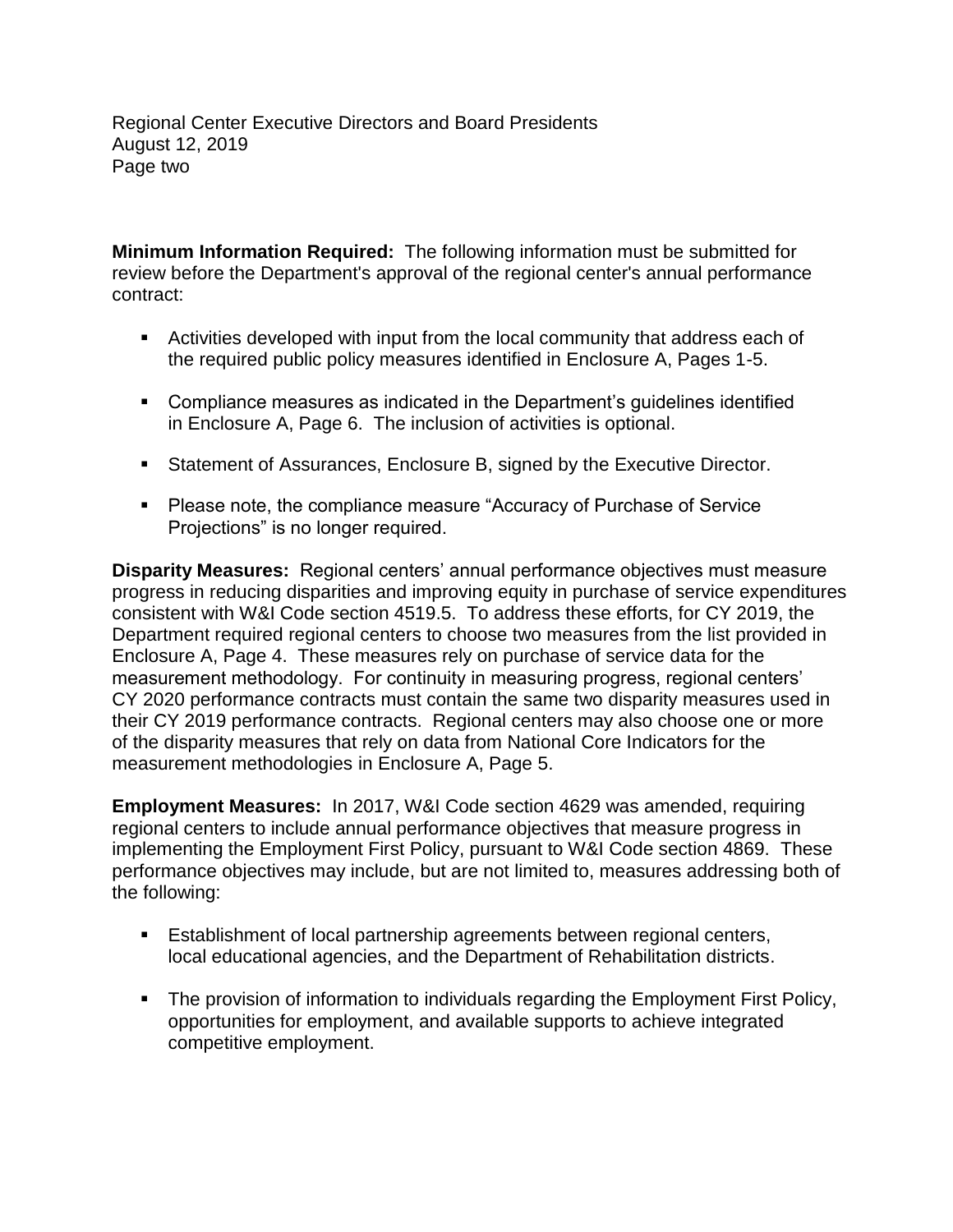**Minimum Information Required:** The following information must be submitted for review before the Department's approval of the regional center's annual performance contract:

- Activities developed with input from the local community that address each of the required public policy measures identified in Enclosure A, Pages 1-5.
- Compliance measures as indicated in the Department's guidelines identified in Enclosure A, Page 6. The inclusion of activities is optional.
- Statement of Assurances, Enclosure B, signed by the Executive Director.
- Please note, the compliance measure "Accuracy of Purchase of Service Projections" is no longer required.

**Disparity Measures:** Regional centers' annual performance objectives must measure progress in reducing disparities and improving equity in purchase of service expenditures consistent with W&I Code section 4519.5. To address these efforts, for CY 2019, the Department required regional centers to choose two measures from the list provided in Enclosure A, Page 4. These measures rely on purchase of service data for the measurement methodology. For continuity in measuring progress, regional centers' CY 2020 performance contracts must contain the same two disparity measures used in their CY 2019 performance contracts. Regional centers may also choose one or more of the disparity measures that rely on data from National Core Indicators for the measurement methodologies in Enclosure A, Page 5.

**Employment Measures:** In 2017, W&I Code section 4629 was amended, requiring regional centers to include annual performance objectives that measure progress in implementing the Employment First Policy, pursuant to W&I Code section 4869. These performance objectives may include, but are not limited to, measures addressing both of the following:

- Establishment of local partnership agreements between regional centers, local educational agencies, and the Department of Rehabilitation districts.
- The provision of information to individuals regarding the Employment First Policy, opportunities for employment, and available supports to achieve integrated competitive employment.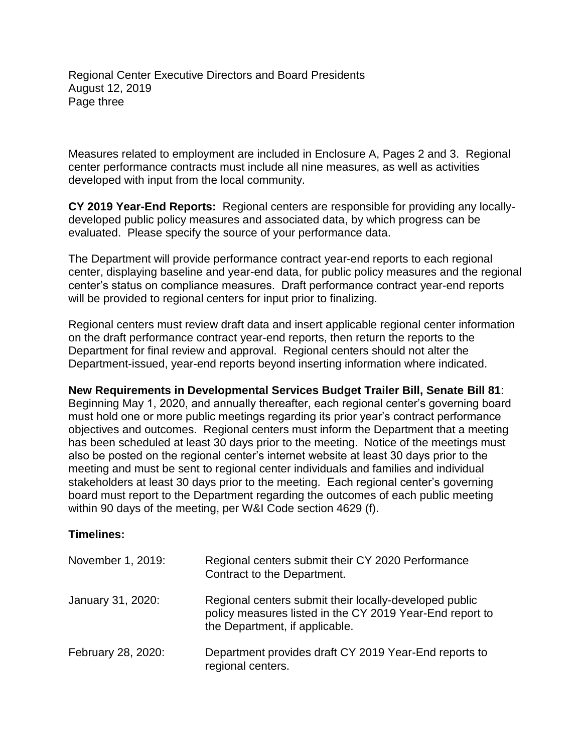Measures related to employment are included in Enclosure A, Pages 2 and 3. Regional center performance contracts must include all nine measures, as well as activities developed with input from the local community.

**CY 2019 Year-End Reports:** Regional centers are responsible for providing any locally-developed public policy measures and associated data, by which progress can be evaluated. Please specify the source of your performance data.

The Department will provide performance contract year-end reports to each regional center, displaying baseline and year-end data, for public policy measures and the regional center's status on compliance measures. Draft performance contract year-end reports will be provided to regional centers for input prior to finalizing.

Regional centers must review draft data and insert applicable regional center information on the draft performance contract year-end reports, then return the reports to the Department for final review and approval. Regional centers should not alter the Department-issued, year-end reports beyond inserting information where indicated.

**New Requirements in Developmental Services Budget Trailer Bill, Senate Bill 81**: Beginning May 1, 2020, and annually thereafter, each regional center's governing board must hold one or more public meetings regarding its prior year's contract performance objectives and outcomes. Regional centers must inform the Department that a meeting has been scheduled at least 30 days prior to the meeting. Notice of the meetings must also be posted on the regional center's internet website at least 30 days prior to the meeting and must be sent to regional center individuals and families and individual stakeholders at least 30 days prior to the meeting. Each regional center's governing board must report to the Department regarding the outcomes of each public meeting within 90 days of the meeting, per W&I Code section 4629 (f).

**Timelines:**

| | |
|---|---|
| November 1, 2019: | Regional centers submit their CY 2020 Performance Contract to the Department. |
| January 31, 2020: | Regional centers submit their locally-developed public policy measures listed in the CY 2019 Year-End report to the Department, if applicable. |
| February 28, 2020: | Department provides draft CY 2019 Year-End reports to regional centers. |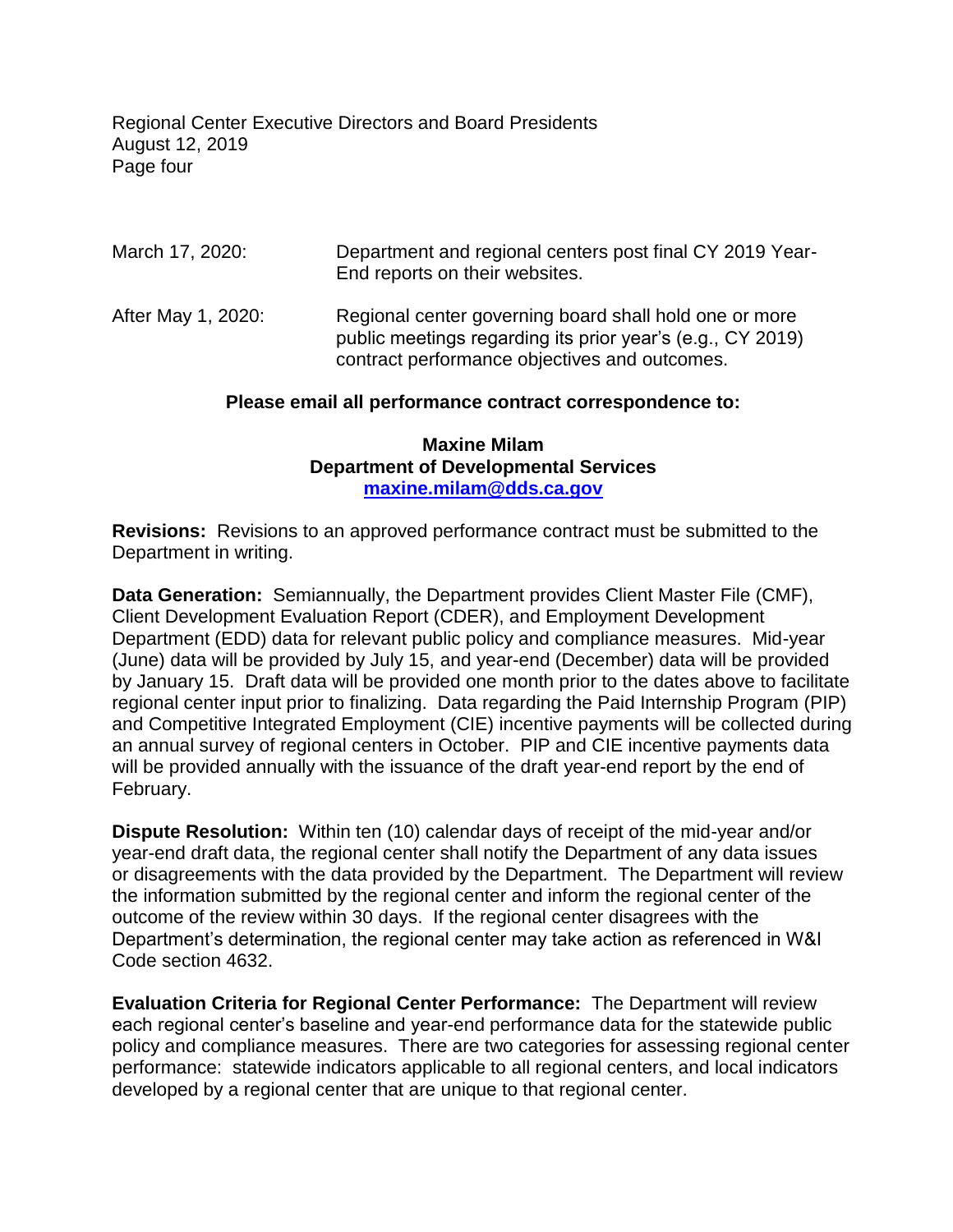March 17, 2020: Department and regional centers post final CY 2019 Year-End reports on their websites.

After May 1, 2020: Regional center governing board shall hold one or more public meetings regarding its prior year's (e.g., CY 2019) contract performance objectives and outcomes.

**Please email all performance contract correspondence to:**

**Maxine Milam**
**Department of Developmental Services**
**maxine.milam@dds.ca.gov**

**Revisions:** Revisions to an approved performance contract must be submitted to the Department in writing.

**Data Generation:** Semiannually, the Department provides Client Master File (CMF), Client Development Evaluation Report (CDER), and Employment Development Department (EDD) data for relevant public policy and compliance measures. Mid-year (June) data will be provided by July 15, and year-end (December) data will be provided by January 15. Draft data will be provided one month prior to the dates above to facilitate regional center input prior to finalizing. Data regarding the Paid Internship Program (PIP) and Competitive Integrated Employment (CIE) incentive payments will be collected during an annual survey of regional centers in October. PIP and CIE incentive payments data will be provided annually with the issuance of the draft year-end report by the end of February.

**Dispute Resolution:** Within ten (10) calendar days of receipt of the mid-year and/or year-end draft data, the regional center shall notify the Department of any data issues or disagreements with the data provided by the Department. The Department will review the information submitted by the regional center and inform the regional center of the outcome of the review within 30 days. If the regional center disagrees with the Department's determination, the regional center may take action as referenced in W&I Code section 4632.

**Evaluation Criteria for Regional Center Performance:** The Department will review each regional center's baseline and year-end performance data for the statewide public policy and compliance measures. There are two categories for assessing regional center performance: statewide indicators applicable to all regional centers, and local indicators developed by a regional center that are unique to that regional center.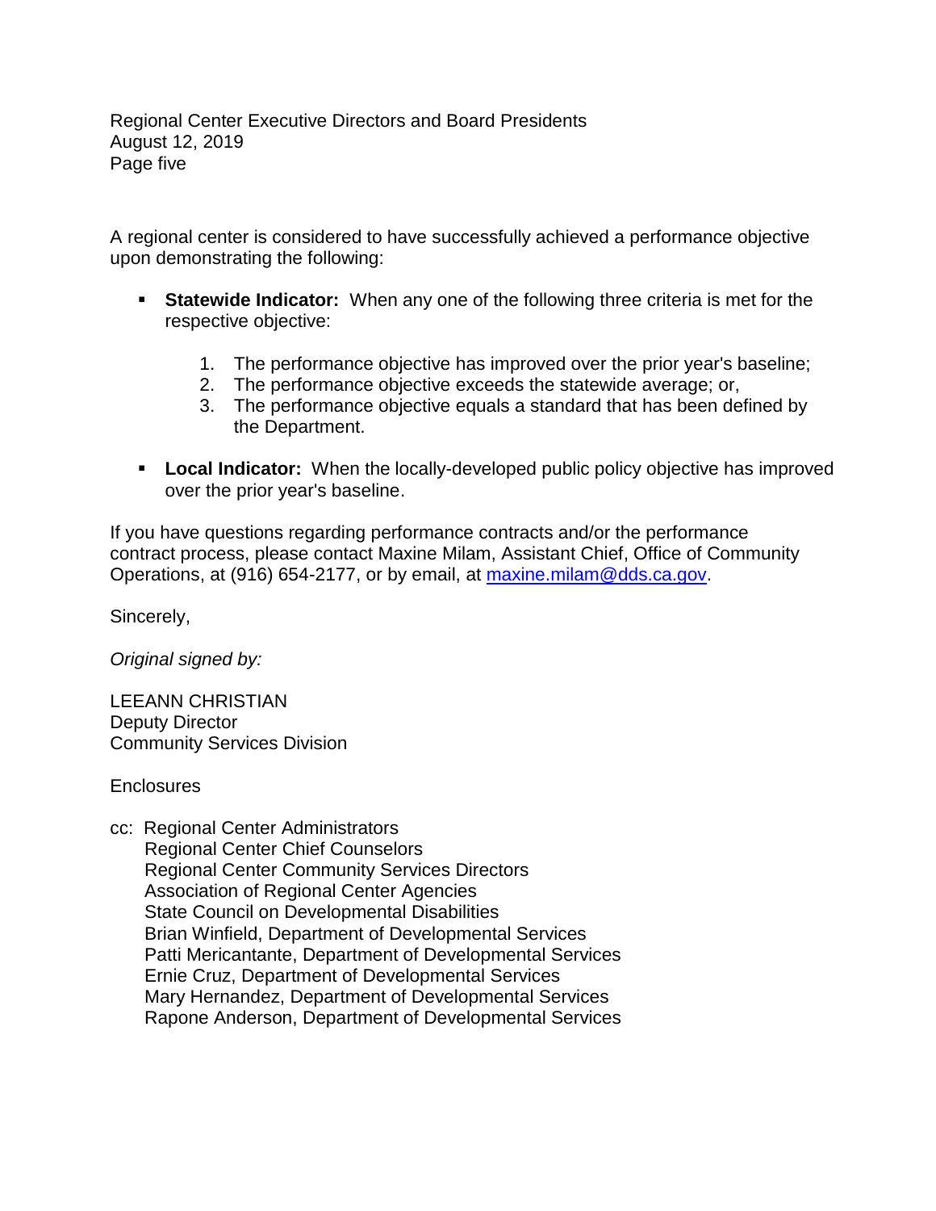A regional center is considered to have successfully achieved a performance objective upon demonstrating the following:

- **Statewide Indicator:** When any one of the following three criteria is met for the respective objective:

    1. The performance objective has improved over the prior year's baseline;
    2. The performance objective exceeds the statewide average; or,
    3. The performance objective equals a standard that has been defined by the Department.

- **Local Indicator:** When the locally-developed public policy objective has improved over the prior year's baseline.

If you have questions regarding performance contracts and/or the performance contract process, please contact Maxine Milam, Assistant Chief, Office of Community Operations, at (916) 654-2177, or by email, at maxine.milam@dds.ca.gov.

Sincerely,

*Original signed by:*

LEEANN CHRISTIAN
Deputy Director
Community Services Division

Enclosures

cc: Regional Center Administrators
Regional Center Chief Counselors
Regional Center Community Services Directors
Association of Regional Center Agencies
State Council on Developmental Disabilities
Brian Winfield, Department of Developmental Services
Patti Mericantante, Department of Developmental Services
Ernie Cruz, Department of Developmental Services
Mary Hernandez, Department of Developmental Services
Rapone Anderson, Department of Developmental Services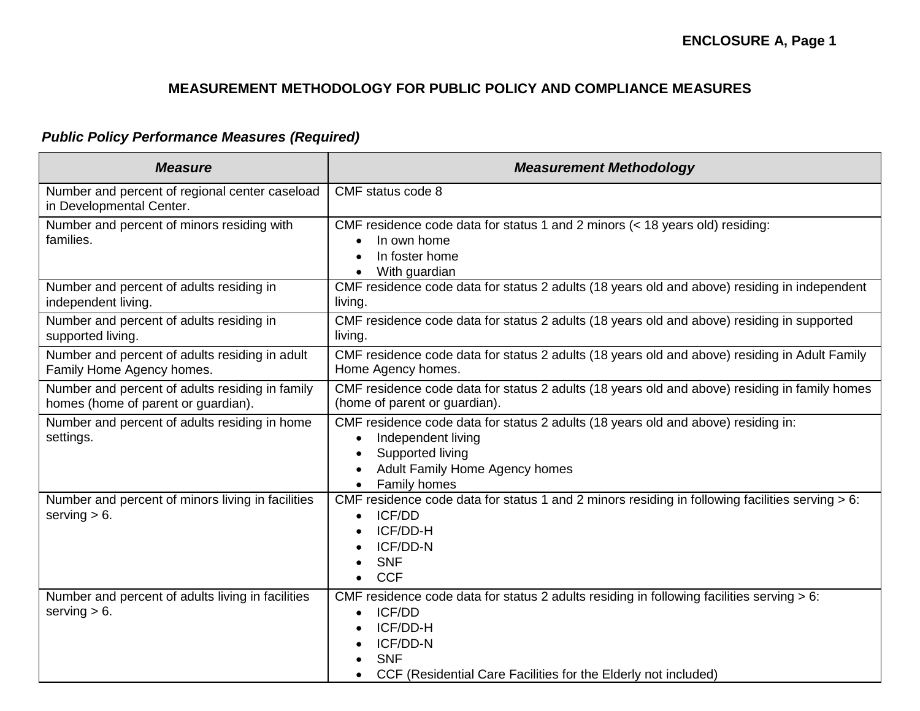ENCLOSURE A, Page 1

## MEASUREMENT METHODOLOGY FOR PUBLIC POLICY AND COMPLIANCE MEASURES

***Public Policy Performance Measures (Required)***

| ***Measure*** | ***Measurement Methodology*** |
|---|---|
| Number and percent of regional center caseload in Developmental Center. | CMF status code 8 |
| Number and percent of minors residing with families. | CMF residence code data for status 1 and 2 minors (< 18 years old) residing:<br>• In own home<br>• In foster home<br>• With guardian |
| Number and percent of adults residing in independent living. | CMF residence code data for status 2 adults (18 years old and above) residing in independent living. |
| Number and percent of adults residing in supported living. | CMF residence code data for status 2 adults (18 years old and above) residing in supported living. |
| Number and percent of adults residing in adult Family Home Agency homes. | CMF residence code data for status 2 adults (18 years old and above) residing in Adult Family Home Agency homes. |
| Number and percent of adults residing in family homes (home of parent or guardian). | CMF residence code data for status 2 adults (18 years old and above) residing in family homes (home of parent or guardian). |
| Number and percent of adults residing in home settings. | CMF residence code data for status 2 adults (18 years old and above) residing in:<br>• Independent living<br>• Supported living<br>• Adult Family Home Agency homes<br>• Family homes |
| Number and percent of minors living in facilities serving > 6. | CMF residence code data for status 1 and 2 minors residing in following facilities serving > 6:<br>• ICF/DD<br>• ICF/DD-H<br>• ICF/DD-N<br>• SNF<br>• CCF |
| Number and percent of adults living in facilities serving > 6. | CMF residence code data for status 2 adults residing in following facilities serving > 6:<br>• ICF/DD<br>• ICF/DD-H<br>• ICF/DD-N<br>• SNF<br>• CCF (Residential Care Facilities for the Elderly not included) |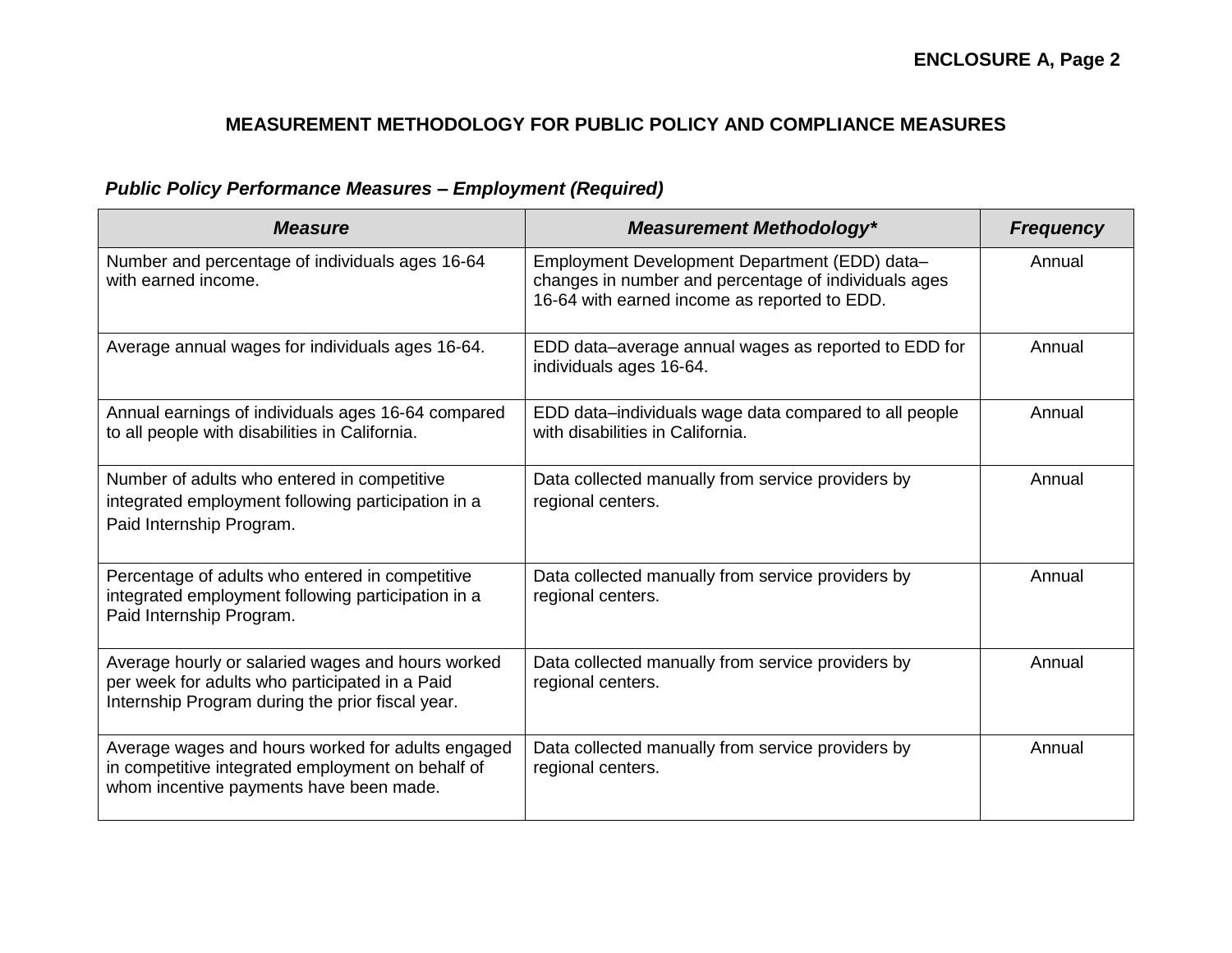**ENCLOSURE A, Page 2**

## MEASUREMENT METHODOLOGY FOR PUBLIC POLICY AND COMPLIANCE MEASURES

### *Public Policy Performance Measures – Employment (Required)*

| *Measure* | *Measurement Methodology** | *Frequency* |
|---|---|---|
| Number and percentage of individuals ages 16-64 with earned income. | Employment Development Department (EDD) data–changes in number and percentage of individuals ages 16-64 with earned income as reported to EDD. | Annual |
| Average annual wages for individuals ages 16-64. | EDD data–average annual wages as reported to EDD for individuals ages 16-64. | Annual |
| Annual earnings of individuals ages 16-64 compared to all people with disabilities in California. | EDD data–individuals wage data compared to all people with disabilities in California. | Annual |
| Number of adults who entered in competitive integrated employment following participation in a Paid Internship Program. | Data collected manually from service providers by regional centers. | Annual |
| Percentage of adults who entered in competitive integrated employment following participation in a Paid Internship Program. | Data collected manually from service providers by regional centers. | Annual |
| Average hourly or salaried wages and hours worked per week for adults who participated in a Paid Internship Program during the prior fiscal year. | Data collected manually from service providers by regional centers. | Annual |
| Average wages and hours worked for adults engaged in competitive integrated employment on behalf of whom incentive payments have been made. | Data collected manually from service providers by regional centers. | Annual |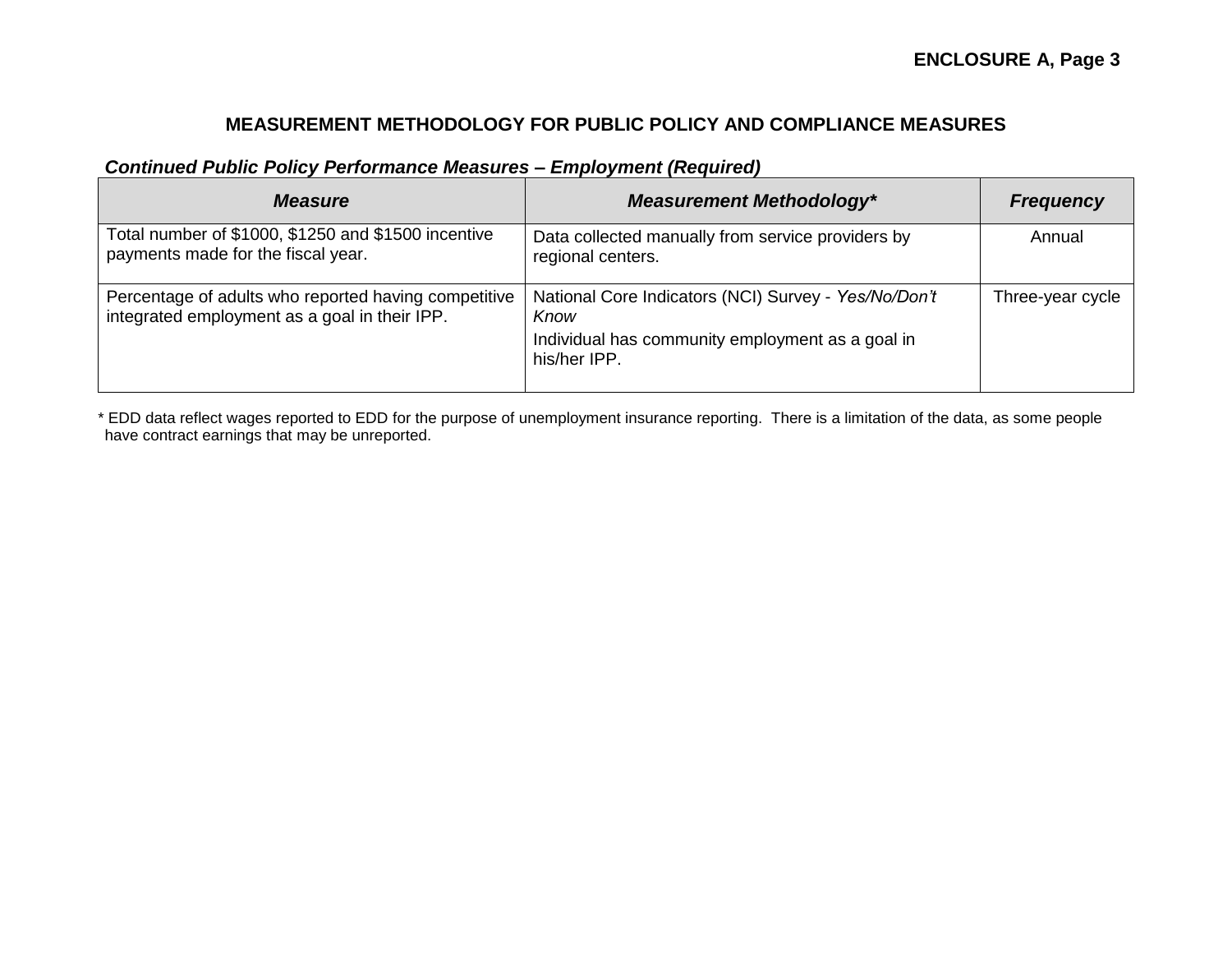## MEASUREMENT METHODOLOGY FOR PUBLIC POLICY AND COMPLIANCE MEASURES

***Continued Public Policy Performance Measures – Employment (Required)***

| ***Measure*** | ***Measurement Methodology**** | ***Frequency*** |
|---|---|---|
| Total number of $1000, $1250 and $1500 incentive payments made for the fiscal year. | Data collected manually from service providers by regional centers. | Annual |
| Percentage of adults who reported having competitive integrated employment as a goal in their IPP. | National Core Indicators (NCI) Survey - *Yes/No/Don't Know*<br>Individual has community employment as a goal in his/her IPP. | Three-year cycle |

* EDD data reflect wages reported to EDD for the purpose of unemployment insurance reporting. There is a limitation of the data, as some people have contract earnings that may be unreported.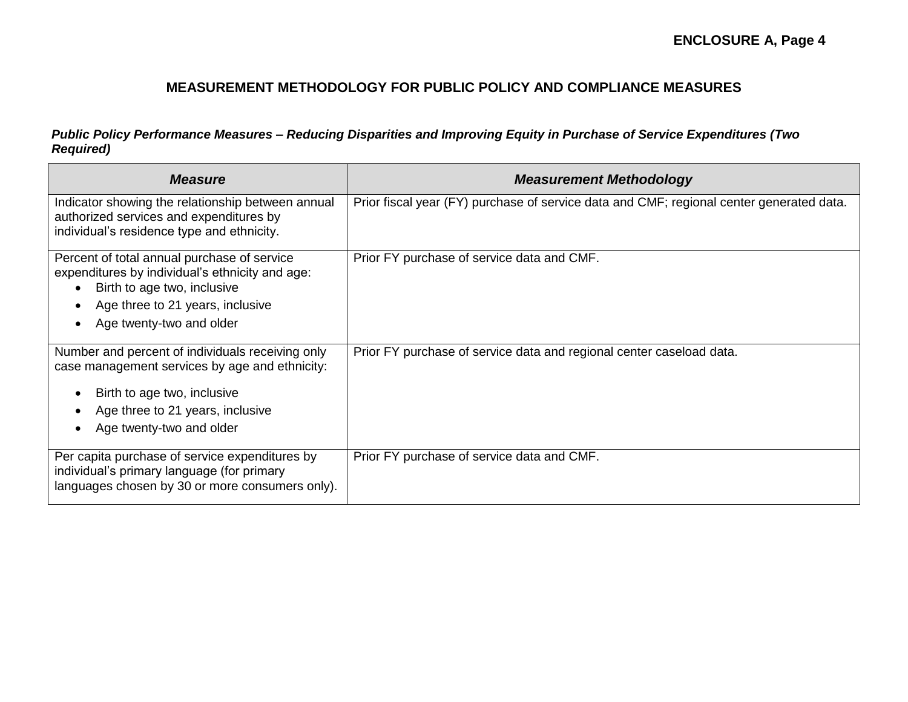## MEASUREMENT METHODOLOGY FOR PUBLIC POLICY AND COMPLIANCE MEASURES

***Public Policy Performance Measures – Reducing Disparities and Improving Equity in Purchase of Service Expenditures (Two Required)***

| *Measure* | *Measurement Methodology* |
|---|---|
| Indicator showing the relationship between annual authorized services and expenditures by individual's residence type and ethnicity. | Prior fiscal year (FY) purchase of service data and CMF; regional center generated data. |
| Percent of total annual purchase of service expenditures by individual's ethnicity and age:<br>• Birth to age two, inclusive<br>• Age three to 21 years, inclusive<br>• Age twenty-two and older | Prior FY purchase of service data and CMF. |
| Number and percent of individuals receiving only case management services by age and ethnicity:<br>• Birth to age two, inclusive<br>• Age three to 21 years, inclusive<br>• Age twenty-two and older | Prior FY purchase of service data and regional center caseload data. |
| Per capita purchase of service expenditures by individual's primary language (for primary languages chosen by 30 or more consumers only). | Prior FY purchase of service data and CMF. |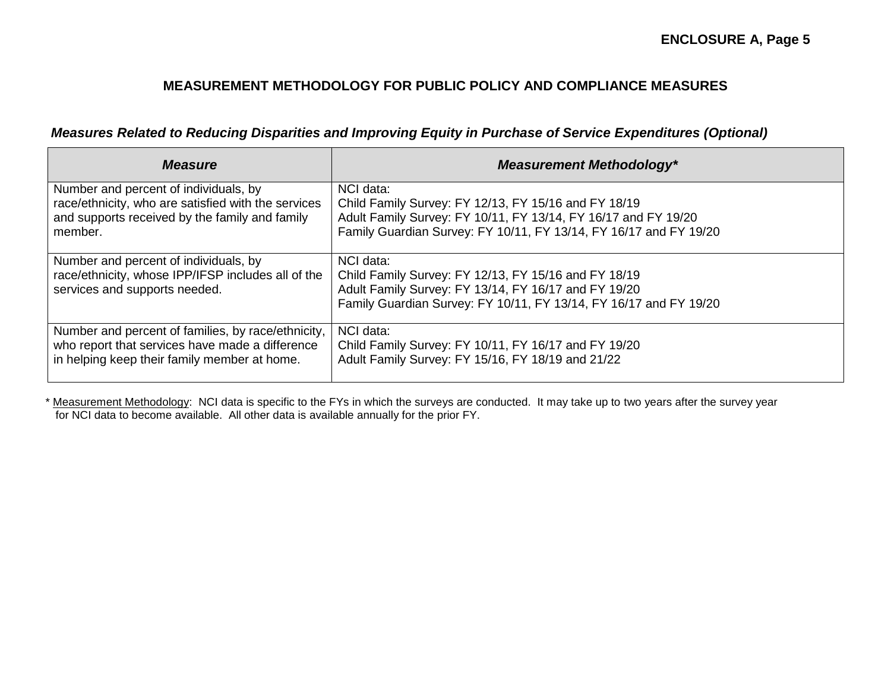## MEASUREMENT METHODOLOGY FOR PUBLIC POLICY AND COMPLIANCE MEASURES

### *Measures Related to Reducing Disparities and Improving Equity in Purchase of Service Expenditures (Optional)*

| *Measure* | *Measurement Methodology** |
|---|---|
| Number and percent of individuals, by race/ethnicity, who are satisfied with the services and supports received by the family and family member. | NCI data:<br>Child Family Survey: FY 12/13, FY 15/16 and FY 18/19<br>Adult Family Survey: FY 10/11, FY 13/14, FY 16/17 and FY 19/20<br>Family Guardian Survey: FY 10/11, FY 13/14, FY 16/17 and FY 19/20 |
| Number and percent of individuals, by race/ethnicity, whose IPP/IFSP includes all of the services and supports needed. | NCI data:<br>Child Family Survey: FY 12/13, FY 15/16 and FY 18/19<br>Adult Family Survey: FY 13/14, FY 16/17 and FY 19/20<br>Family Guardian Survey: FY 10/11, FY 13/14, FY 16/17 and FY 19/20 |
| Number and percent of families, by race/ethnicity, who report that services have made a difference in helping keep their family member at home. | NCI data:<br>Child Family Survey: FY 10/11, FY 16/17 and FY 19/20<br>Adult Family Survey: FY 15/16, FY 18/19 and 21/22 |

* Measurement Methodology: NCI data is specific to the FYs in which the surveys are conducted. It may take up to two years after the survey year for NCI data to become available. All other data is available annually for the prior FY.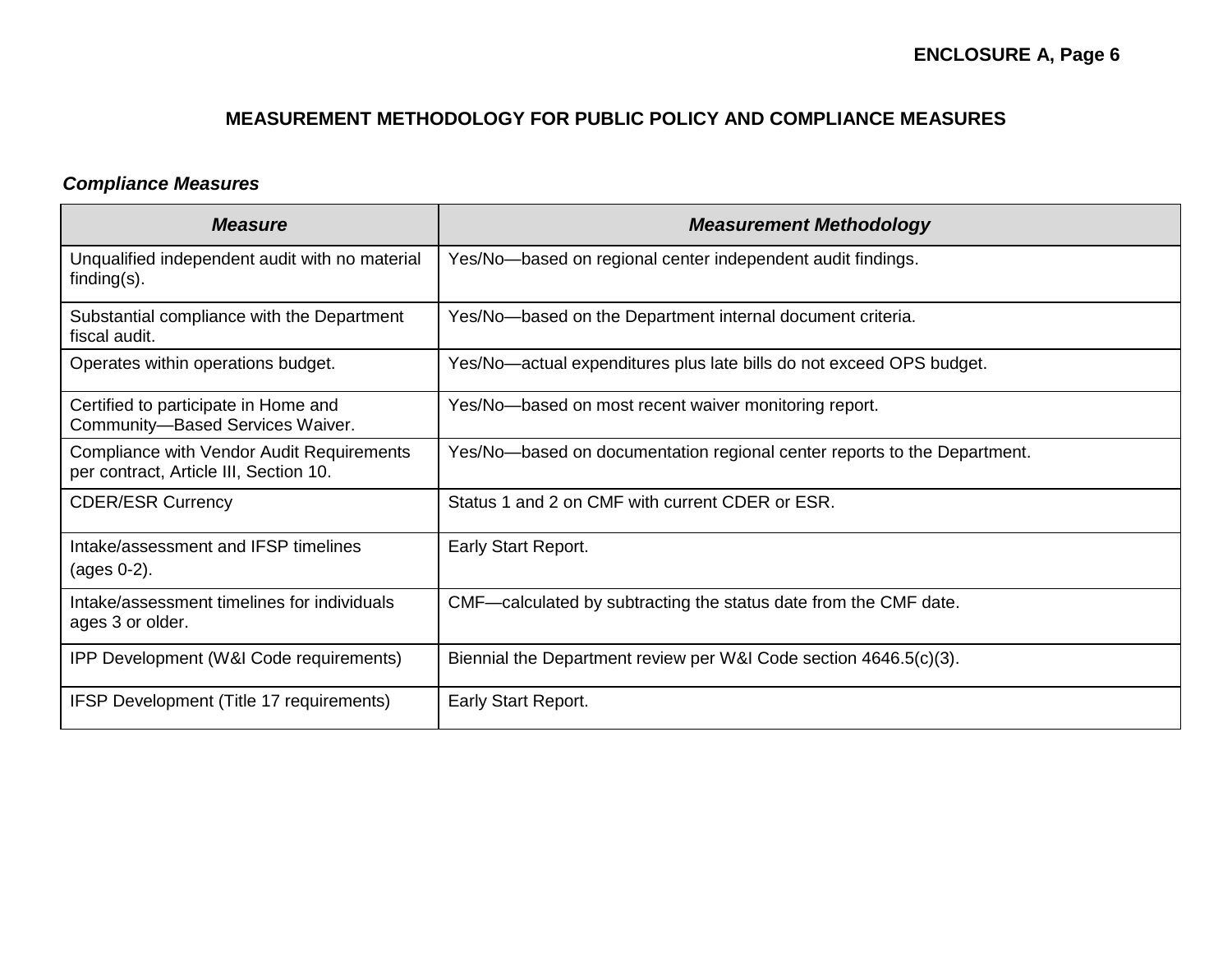## MEASUREMENT METHODOLOGY FOR PUBLIC POLICY AND COMPLIANCE MEASURES

***Compliance Measures***

| ***Measure*** | ***Measurement Methodology*** |
|---|---|
| Unqualified independent audit with no material finding(s). | Yes/No—based on regional center independent audit findings. |
| Substantial compliance with the Department fiscal audit. | Yes/No—based on the Department internal document criteria. |
| Operates within operations budget. | Yes/No—actual expenditures plus late bills do not exceed OPS budget. |
| Certified to participate in Home and Community—Based Services Waiver. | Yes/No—based on most recent waiver monitoring report. |
| Compliance with Vendor Audit Requirements per contract, Article III, Section 10. | Yes/No—based on documentation regional center reports to the Department. |
| CDER/ESR Currency | Status 1 and 2 on CMF with current CDER or ESR. |
| Intake/assessment and IFSP timelines (ages 0-2). | Early Start Report. |
| Intake/assessment timelines for individuals ages 3 or older. | CMF—calculated by subtracting the status date from the CMF date. |
| IPP Development (W&I Code requirements) | Biennial the Department review per W&I Code section 4646.5(c)(3). |
| IFSP Development (Title 17 requirements) | Early Start Report. |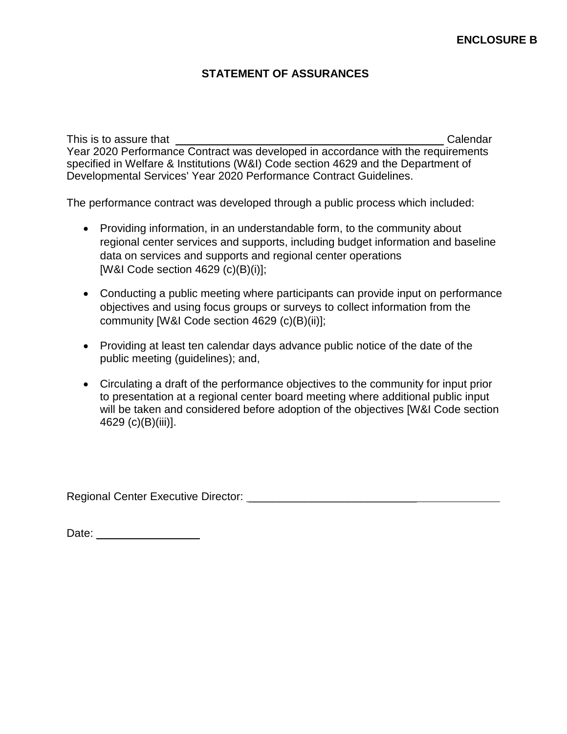**ENCLOSURE B**

# STATEMENT OF ASSURANCES

This is to assure that ______________________________________________ Calendar Year 2020 Performance Contract was developed in accordance with the requirements specified in Welfare & Institutions (W&I) Code section 4629 and the Department of Developmental Services' Year 2020 Performance Contract Guidelines.

The performance contract was developed through a public process which included:

- Providing information, in an understandable form, to the community about regional center services and supports, including budget information and baseline data on services and supports and regional center operations [W&I Code section 4629 (c)(B)(i)];
- Conducting a public meeting where participants can provide input on performance objectives and using focus groups or surveys to collect information from the community [W&I Code section 4629 (c)(B)(ii)];
- Providing at least ten calendar days advance public notice of the date of the public meeting (guidelines); and,
- Circulating a draft of the performance objectives to the community for input prior to presentation at a regional center board meeting where additional public input will be taken and considered before adoption of the objectives [W&I Code section 4629 (c)(B)(iii)].

Regional Center Executive Director: ________________________________________

Date: ________________